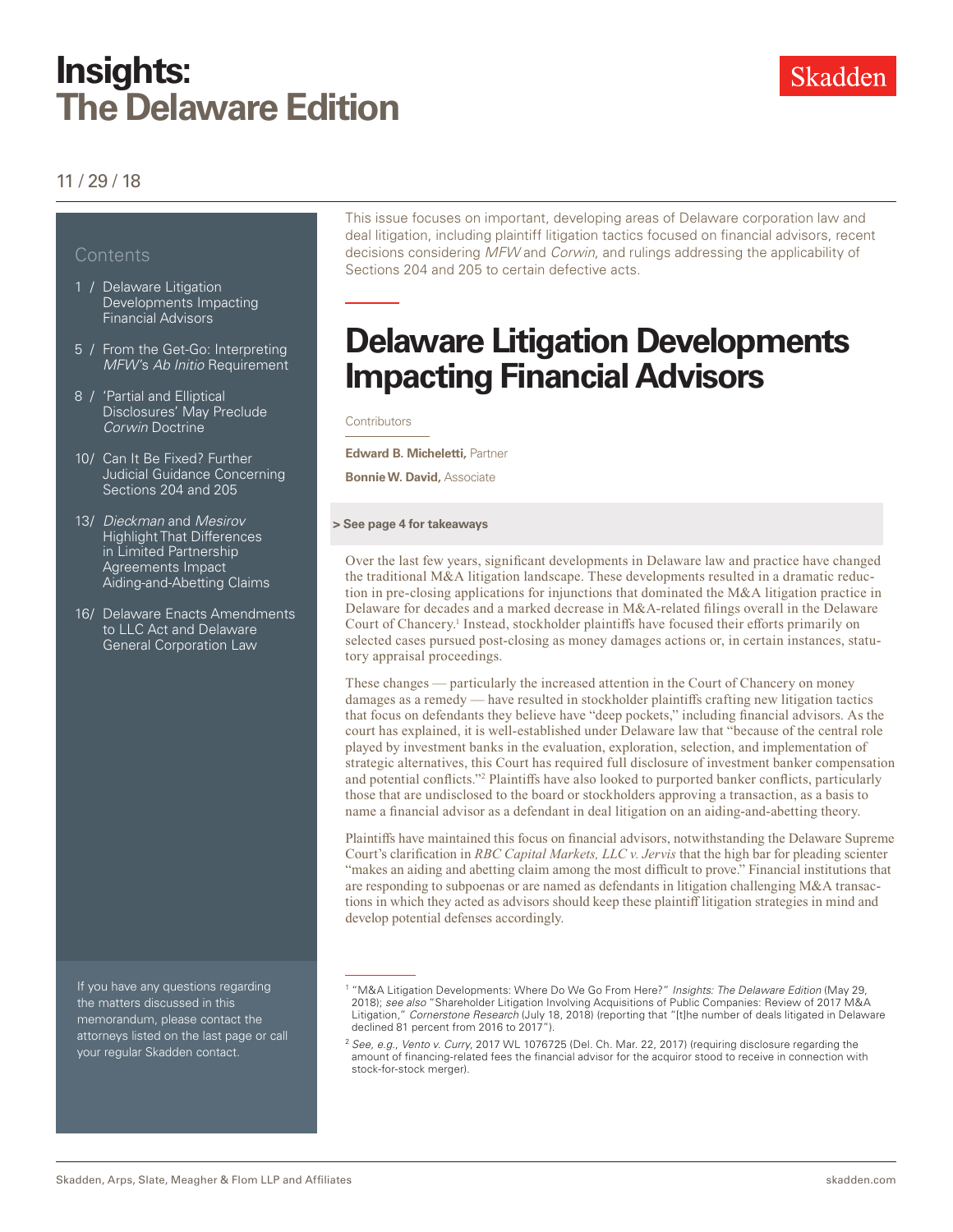# Insights: The Delaware Edition

11 / 29 / 18

Contents

1 / Delaware Litigation Developments Impacting Financial Advisors

5 / From the Get-Go: Interpreting *MFW*'s *Ab Initio* Requirement

8 / 'Partial and Elliptical Disclosures' May Preclude *Corwin* Doctrine

10/ Can It Be Fixed? Further Judicial Guidance Concerning Sections 204 and 205

13/ *Dieckman* and *Mesirov* Highlight That Differences in Limited Partnership Agreements Impact Aiding-and-Abetting Claims

16/ Delaware Enacts Amendments to LLC Act and Delaware General Corporation Law

If you have any questions regarding the matters discussed in this memorandum, please contact the attorneys listed on the last page or call your regular Skadden contact.

This issue focuses on important, developing areas of Delaware corporation law and deal litigation, including plaintiff litigation tactics focused on financial advisors, recent decisions considering *MFW* and *Corwin*, and rulings addressing the applicability of Sections 204 and 205 to certain defective acts.

## Delaware Litigation Developments Impacting Financial Advisors

Contributors

**Edward B. Micheletti,** Partner

**Bonnie W. David,** Associate

**> See page 4 for takeaways**

Over the last few years, significant developments in Delaware law and practice have changed the traditional M&A litigation landscape. These developments resulted in a dramatic reduction in pre-closing applications for injunctions that dominated the M&A litigation practice in Delaware for decades and a marked decrease in M&A-related filings overall in the Delaware Court of Chancery.[1] Instead, stockholder plaintiffs have focused their efforts primarily on selected cases pursued post-closing as money damages actions or, in certain instances, statutory appraisal proceedings.

These changes — particularly the increased attention in the Court of Chancery on money damages as a remedy — have resulted in stockholder plaintiffs crafting new litigation tactics that focus on defendants they believe have "deep pockets," including financial advisors. As the court has explained, it is well-established under Delaware law that "because of the central role played by investment banks in the evaluation, exploration, selection, and implementation of strategic alternatives, this Court has required full disclosure of investment banker compensation and potential conflicts."[2] Plaintiffs have also looked to purported banker conflicts, particularly those that are undisclosed to the board or stockholders approving a transaction, as a basis to name a financial advisor as a defendant in deal litigation on an aiding-and-abetting theory.

Plaintiffs have maintained this focus on financial advisors, notwithstanding the Delaware Supreme Court's clarification in *RBC Capital Markets, LLC v. Jervis* that the high bar for pleading scienter "makes an aiding and abetting claim among the most difficult to prove." Financial institutions that are responding to subpoenas or are named as defendants in litigation challenging M&A transactions in which they acted as advisors should keep these plaintiff litigation strategies in mind and develop potential defenses accordingly.

[1] "M&A Litigation Developments: Where Do We Go From Here?" *Insights: The Delaware Edition* (May 29, 2018); *see also* "Shareholder Litigation Involving Acquisitions of Public Companies: Review of 2017 M&A Litigation," *Cornerstone Research* (July 18, 2018) (reporting that "[t]he number of deals litigated in Delaware declined 81 percent from 2016 to 2017").

[2] *See, e.g.*, *Vento v. Curry*, 2017 WL 1076725 (Del. Ch. Mar. 22, 2017) (requiring disclosure regarding the amount of financing-related fees the financial advisor for the acquiror stood to receive in connection with stock-for-stock merger).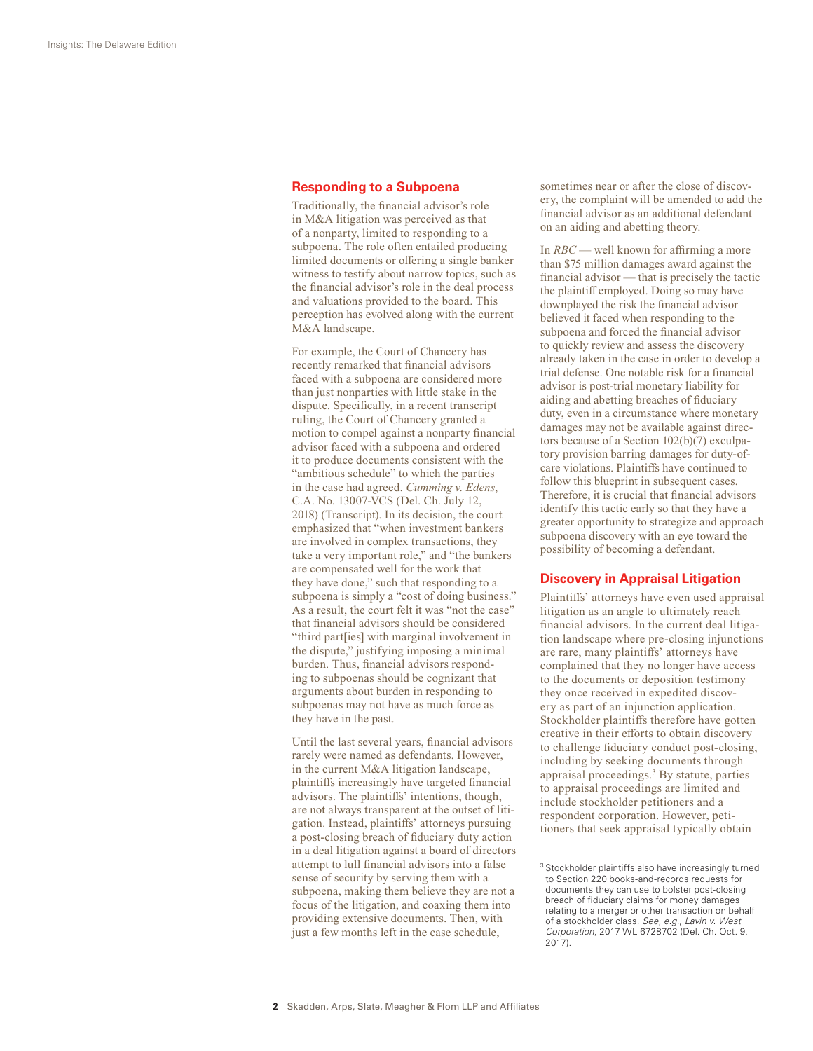## Responding to a Subpoena

Traditionally, the financial advisor's role in M&A litigation was perceived as that of a nonparty, limited to responding to a subpoena. The role often entailed producing limited documents or offering a single banker witness to testify about narrow topics, such as the financial advisor's role in the deal process and valuations provided to the board. This perception has evolved along with the current M&A landscape.

For example, the Court of Chancery has recently remarked that financial advisors faced with a subpoena are considered more than just nonparties with little stake in the dispute. Specifically, in a recent transcript ruling, the Court of Chancery granted a motion to compel against a nonparty financial advisor faced with a subpoena and ordered it to produce documents consistent with the "ambitious schedule" to which the parties in the case had agreed. *Cumming v. Edens*, C.A. No. 13007-VCS (Del. Ch. July 12, 2018) (Transcript). In its decision, the court emphasized that "when investment bankers are involved in complex transactions, they take a very important role," and "the bankers are compensated well for the work that they have done," such that responding to a subpoena is simply a "cost of doing business." As a result, the court felt it was "not the case" that financial advisors should be considered "third part[ies] with marginal involvement in the dispute," justifying imposing a minimal burden. Thus, financial advisors responding to subpoenas should be cognizant that arguments about burden in responding to subpoenas may not have as much force as they have in the past.

Until the last several years, financial advisors rarely were named as defendants. However, in the current M&A litigation landscape, plaintiffs increasingly have targeted financial advisors. The plaintiffs' intentions, though, are not always transparent at the outset of litigation. Instead, plaintiffs' attorneys pursuing a post-closing breach of fiduciary duty action in a deal litigation against a board of directors attempt to lull financial advisors into a false sense of security by serving them with a subpoena, making them believe they are not a focus of the litigation, and coaxing them into providing extensive documents. Then, with just a few months left in the case schedule, sometimes near or after the close of discovery, the complaint will be amended to add the financial advisor as an additional defendant on an aiding and abetting theory.

In *RBC* — well known for affirming a more than $75 million damages award against the financial advisor — that is precisely the tactic the plaintiff employed. Doing so may have downplayed the risk the financial advisor believed it faced when responding to the subpoena and forced the financial advisor to quickly review and assess the discovery already taken in the case in order to develop a trial defense. One notable risk for a financial advisor is post-trial monetary liability for aiding and abetting breaches of fiduciary duty, even in a circumstance where monetary damages may not be available against directors because of a Section 102(b)(7) exculpatory provision barring damages for duty-of-care violations. Plaintiffs have continued to follow this blueprint in subsequent cases. Therefore, it is crucial that financial advisors identify this tactic early so that they have a greater opportunity to strategize and approach subpoena discovery with an eye toward the possibility of becoming a defendant.

## Discovery in Appraisal Litigation

Plaintiffs' attorneys have even used appraisal litigation as an angle to ultimately reach financial advisors. In the current deal litigation landscape where pre-closing injunctions are rare, many plaintiffs' attorneys have complained that they no longer have access to the documents or deposition testimony they once received in expedited discovery as part of an injunction application. Stockholder plaintiffs therefore have gotten creative in their efforts to obtain discovery to challenge fiduciary conduct post-closing, including by seeking documents through appraisal proceedings.[3] By statute, parties to appraisal proceedings are limited and include stockholder petitioners and a respondent corporation. However, petitioners that seek appraisal typically obtain

[3] Stockholder plaintiffs also have increasingly turned to Section 220 books-and-records requests for documents they can use to bolster post-closing breach of fiduciary claims for money damages relating to a merger or other transaction on behalf of a stockholder class. *See, e.g., Lavin v. West Corporation*, 2017 WL 6728702 (Del. Ch. Oct. 9, 2017).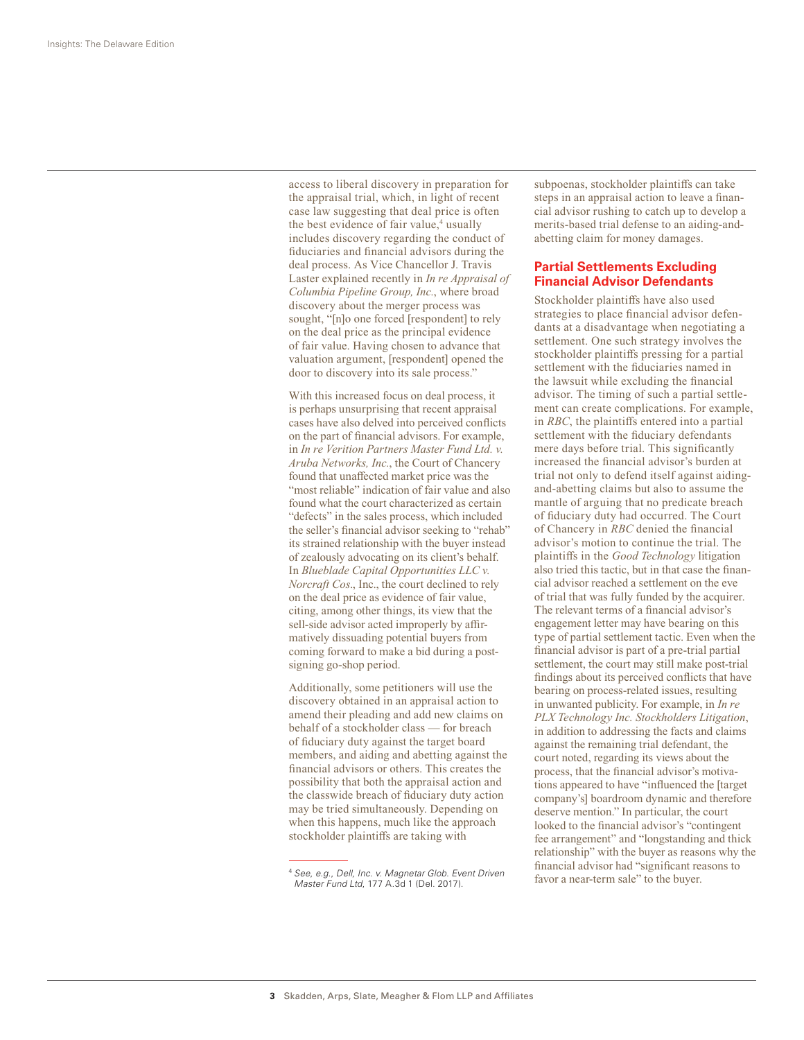access to liberal discovery in preparation for the appraisal trial, which, in light of recent case law suggesting that deal price is often the best evidence of fair value,[4] usually includes discovery regarding the conduct of fiduciaries and financial advisors during the deal process. As Vice Chancellor J. Travis Laster explained recently in *In re Appraisal of Columbia Pipeline Group, Inc.*, where broad discovery about the merger process was sought, "[n]o one forced [respondent] to rely on the deal price as the principal evidence of fair value. Having chosen to advance that valuation argument, [respondent] opened the door to discovery into its sale process."

With this increased focus on deal process, it is perhaps unsurprising that recent appraisal cases have also delved into perceived conflicts on the part of financial advisors. For example, in *In re Verition Partners Master Fund Ltd. v. Aruba Networks, Inc.*, the Court of Chancery found that unaffected market price was the "most reliable" indication of fair value and also found what the court characterized as certain "defects" in the sales process, which included the seller's financial advisor seeking to "rehab" its strained relationship with the buyer instead of zealously advocating on its client's behalf. In *Blueblade Capital Opportunities LLC v. Norcraft Cos*., Inc., the court declined to rely on the deal price as evidence of fair value, citing, among other things, its view that the sell-side advisor acted improperly by affirmatively dissuading potential buyers from coming forward to make a bid during a post-signing go-shop period.

Additionally, some petitioners will use the discovery obtained in an appraisal action to amend their pleading and add new claims on behalf of a stockholder class — for breach of fiduciary duty against the target board members, and aiding and abetting against the financial advisors or others. This creates the possibility that both the appraisal action and the classwide breach of fiduciary duty action may be tried simultaneously. Depending on when this happens, much like the approach stockholder plaintiffs are taking with subpoenas, stockholder plaintiffs can take steps in an appraisal action to leave a financial advisor rushing to catch up to develop a merits-based trial defense to an aiding-and-abetting claim for money damages.

## Partial Settlements Excluding Financial Advisor Defendants

Stockholder plaintiffs have also used strategies to place financial advisor defendants at a disadvantage when negotiating a settlement. One such strategy involves the stockholder plaintiffs pressing for a partial settlement with the fiduciaries named in the lawsuit while excluding the financial advisor. The timing of such a partial settlement can create complications. For example, in *RBC*, the plaintiffs entered into a partial settlement with the fiduciary defendants mere days before trial. This significantly increased the financial advisor's burden at trial not only to defend itself against aiding-and-abetting claims but also to assume the mantle of arguing that no predicate breach of fiduciary duty had occurred. The Court of Chancery in *RBC* denied the financial advisor's motion to continue the trial. The plaintiffs in the *Good Technology* litigation also tried this tactic, but in that case the financial advisor reached a settlement on the eve of trial that was fully funded by the acquirer. The relevant terms of a financial advisor's engagement letter may have bearing on this type of partial settlement tactic. Even when the financial advisor is part of a pre-trial partial settlement, the court may still make post-trial findings about its perceived conflicts that have bearing on process-related issues, resulting in unwanted publicity. For example, in *In re PLX Technology Inc. Stockholders Litigation*, in addition to addressing the facts and claims against the remaining trial defendant, the court noted, regarding its views about the process, that the financial advisor's motivations appeared to have "influenced the [target company's] boardroom dynamic and therefore deserve mention." In particular, the court looked to the financial advisor's "contingent fee arrangement" and "longstanding and thick relationship" with the buyer as reasons why the financial advisor had "significant reasons to favor a near-term sale" to the buyer.

---

[4] *See, e.g., Dell, Inc. v. Magnetar Glob. Event Driven Master Fund Ltd*, 177 A.3d 1 (Del. 2017).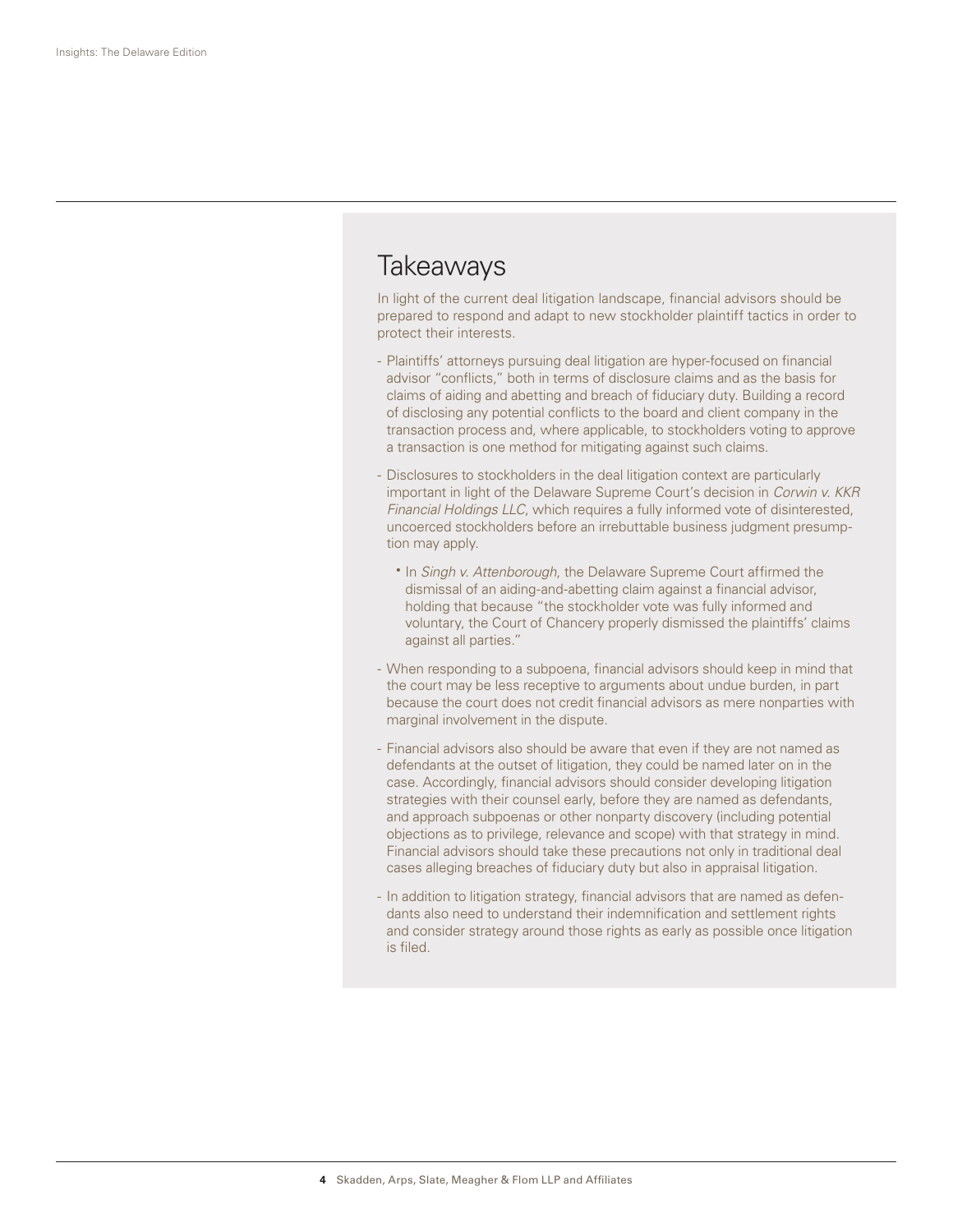## Takeaways

In light of the current deal litigation landscape, financial advisors should be prepared to respond and adapt to new stockholder plaintiff tactics in order to protect their interests.

- Plaintiffs' attorneys pursuing deal litigation are hyper-focused on financial advisor "conflicts," both in terms of disclosure claims and as the basis for claims of aiding and abetting and breach of fiduciary duty. Building a record of disclosing any potential conflicts to the board and client company in the transaction process and, where applicable, to stockholders voting to approve a transaction is one method for mitigating against such claims.
- Disclosures to stockholders in the deal litigation context are particularly important in light of the Delaware Supreme Court's decision in *Corwin v. KKR Financial Holdings LLC*, which requires a fully informed vote of disinterested, uncoerced stockholders before an irrebuttable business judgment presumption may apply.
  - In *Singh v. Attenborough*, the Delaware Supreme Court affirmed the dismissal of an aiding-and-abetting claim against a financial advisor, holding that because "the stockholder vote was fully informed and voluntary, the Court of Chancery properly dismissed the plaintiffs' claims against all parties."
- When responding to a subpoena, financial advisors should keep in mind that the court may be less receptive to arguments about undue burden, in part because the court does not credit financial advisors as mere nonparties with marginal involvement in the dispute.
- Financial advisors also should be aware that even if they are not named as defendants at the outset of litigation, they could be named later on in the case. Accordingly, financial advisors should consider developing litigation strategies with their counsel early, before they are named as defendants, and approach subpoenas or other nonparty discovery (including potential objections as to privilege, relevance and scope) with that strategy in mind. Financial advisors should take these precautions not only in traditional deal cases alleging breaches of fiduciary duty but also in appraisal litigation.
- In addition to litigation strategy, financial advisors that are named as defendants also need to understand their indemnification and settlement rights and consider strategy around those rights as early as possible once litigation is filed.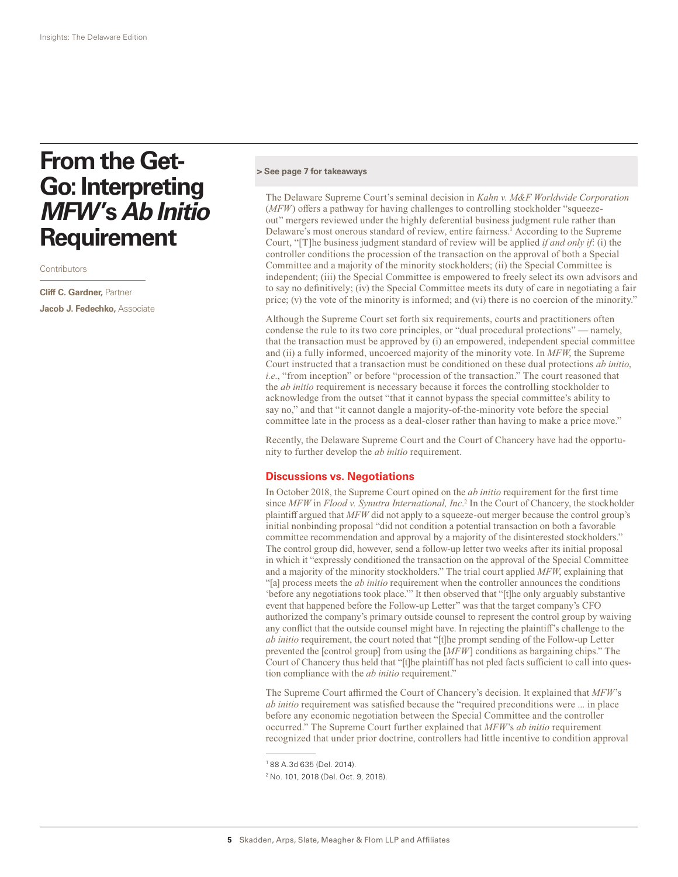# From the Get-Go: Interpreting *MFW*'s *Ab Initio* Requirement

Contributors

**Cliff C. Gardner,** Partner

**Jacob J. Fedechko,** Associate

**> See page 7 for takeaways**

The Delaware Supreme Court's seminal decision in *Kahn v. M&F Worldwide Corporation* (*MFW*) offers a pathway for having challenges to controlling stockholder "squeeze-out" mergers reviewed under the highly deferential business judgment rule rather than Delaware's most onerous standard of review, entire fairness.[1] According to the Supreme Court, "[T]he business judgment standard of review will be applied *if and only if*: (i) the controller conditions the procession of the transaction on the approval of both a Special Committee and a majority of the minority stockholders; (ii) the Special Committee is independent; (iii) the Special Committee is empowered to freely select its own advisors and to say no definitively; (iv) the Special Committee meets its duty of care in negotiating a fair price; (v) the vote of the minority is informed; and (vi) there is no coercion of the minority."

Although the Supreme Court set forth six requirements, courts and practitioners often condense the rule to its two core principles, or "dual procedural protections" — namely, that the transaction must be approved by (i) an empowered, independent special committee and (ii) a fully informed, uncoerced majority of the minority vote. In *MFW*, the Supreme Court instructed that a transaction must be conditioned on these dual protections *ab initio*, *i.e.*, "from inception" or before "procession of the transaction." The court reasoned that the *ab initio* requirement is necessary because it forces the controlling stockholder to acknowledge from the outset "that it cannot bypass the special committee's ability to say no," and that "it cannot dangle a majority-of-the-minority vote before the special committee late in the process as a deal-closer rather than having to make a price move."

Recently, the Delaware Supreme Court and the Court of Chancery have had the opportunity to further develop the *ab initio* requirement.

## Discussions vs. Negotiations

In October 2018, the Supreme Court opined on the *ab initio* requirement for the first time since *MFW* in *Flood v. Synutra International, Inc.*[2] In the Court of Chancery, the stockholder plaintiff argued that *MFW* did not apply to a squeeze-out merger because the control group's initial nonbinding proposal "did not condition a potential transaction on both a favorable committee recommendation and approval by a majority of the disinterested stockholders." The control group did, however, send a follow-up letter two weeks after its initial proposal in which it "expressly conditioned the transaction on the approval of the Special Committee and a majority of the minority stockholders." The trial court applied *MFW*, explaining that "[a] process meets the *ab initio* requirement when the controller announces the conditions 'before any negotiations took place.'" It then observed that "[t]he only arguably substantive event that happened before the Follow-up Letter" was that the target company's CFO authorized the company's primary outside counsel to represent the control group by waiving any conflict that the outside counsel might have. In rejecting the plaintiff's challenge to the *ab initio* requirement, the court noted that "[t]he prompt sending of the Follow-up Letter prevented the [control group] from using the [*MFW*] conditions as bargaining chips." The Court of Chancery thus held that "[t]he plaintiff has not pled facts sufficient to call into question compliance with the *ab initio* requirement."

The Supreme Court affirmed the Court of Chancery's decision. It explained that *MFW*'s *ab initio* requirement was satisfied because the "required preconditions were ... in place before any economic negotiation between the Special Committee and the controller occurred." The Supreme Court further explained that *MFW*'s *ab initio* requirement recognized that under prior doctrine, controllers had little incentive to condition approval

---

[1] 88 A.3d 635 (Del. 2014).

[2] No. 101, 2018 (Del. Oct. 9, 2018).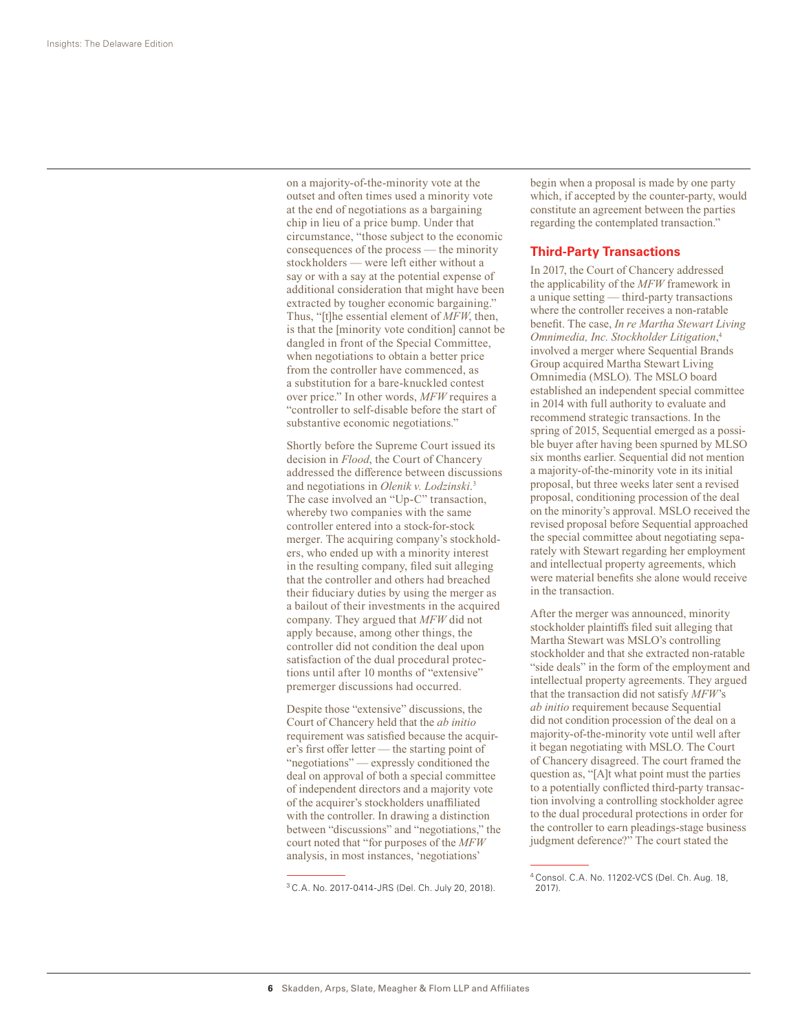on a majority-of-the-minority vote at the outset and often times used a minority vote at the end of negotiations as a bargaining chip in lieu of a price bump. Under that circumstance, "those subject to the economic consequences of the process — the minority stockholders — were left either without a say or with a say at the potential expense of additional consideration that might have been extracted by tougher economic bargaining." Thus, "[t]he essential element of *MFW*, then, is that the [minority vote condition] cannot be dangled in front of the Special Committee, when negotiations to obtain a better price from the controller have commenced, as a substitution for a bare-knuckled contest over price." In other words, *MFW* requires a "controller to self-disable before the start of substantive economic negotiations."

Shortly before the Supreme Court issued its decision in *Flood*, the Court of Chancery addressed the difference between discussions and negotiations in *Olenik v. Lodzinski*.[3] The case involved an "Up-C" transaction, whereby two companies with the same controller entered into a stock-for-stock merger. The acquiring company's stockholders, who ended up with a minority interest in the resulting company, filed suit alleging that the controller and others had breached their fiduciary duties by using the merger as a bailout of their investments in the acquired company. They argued that *MFW* did not apply because, among other things, the controller did not condition the deal upon satisfaction of the dual procedural protections until after 10 months of "extensive" premerger discussions had occurred.

Despite those "extensive" discussions, the Court of Chancery held that the *ab initio* requirement was satisfied because the acquirer's first offer letter — the starting point of "negotiations" — expressly conditioned the deal on approval of both a special committee of independent directors and a majority vote of the acquirer's stockholders unaffiliated with the controller. In drawing a distinction between "discussions" and "negotiations," the court noted that "for purposes of the *MFW* analysis, in most instances, 'negotiations' begin when a proposal is made by one party which, if accepted by the counter-party, would constitute an agreement between the parties regarding the contemplated transaction."

## Third-Party Transactions

In 2017, the Court of Chancery addressed the applicability of the *MFW* framework in a unique setting — third-party transactions where the controller receives a non-ratable benefit. The case, *In re Martha Stewart Living Omnimedia, Inc. Stockholder Litigation*,[4] involved a merger where Sequential Brands Group acquired Martha Stewart Living Omnimedia (MSLO). The MSLO board established an independent special committee in 2014 with full authority to evaluate and recommend strategic transactions. In the spring of 2015, Sequential emerged as a possible buyer after having been spurned by MLSO six months earlier. Sequential did not mention a majority-of-the-minority vote in its initial proposal, but three weeks later sent a revised proposal, conditioning procession of the deal on the minority's approval. MSLO received the revised proposal before Sequential approached the special committee about negotiating separately with Stewart regarding her employment and intellectual property agreements, which were material benefits she alone would receive in the transaction.

After the merger was announced, minority stockholder plaintiffs filed suit alleging that Martha Stewart was MSLO's controlling stockholder and that she extracted non-ratable "side deals" in the form of the employment and intellectual property agreements. They argued that the transaction did not satisfy *MFW*'s *ab initio* requirement because Sequential did not condition procession of the deal on a majority-of-the-minority vote until well after it began negotiating with MSLO. The Court of Chancery disagreed. The court framed the question as, "[A]t what point must the parties to a potentially conflicted third-party transaction involving a controlling stockholder agree to the dual procedural protections in order for the controller to earn pleadings-stage business judgment deference?" The court stated the

---

[3] C.A. No. 2017-0414-JRS (Del. Ch. July 20, 2018).

[4] Consol. C.A. No. 11202-VCS (Del. Ch. Aug. 18, 2017).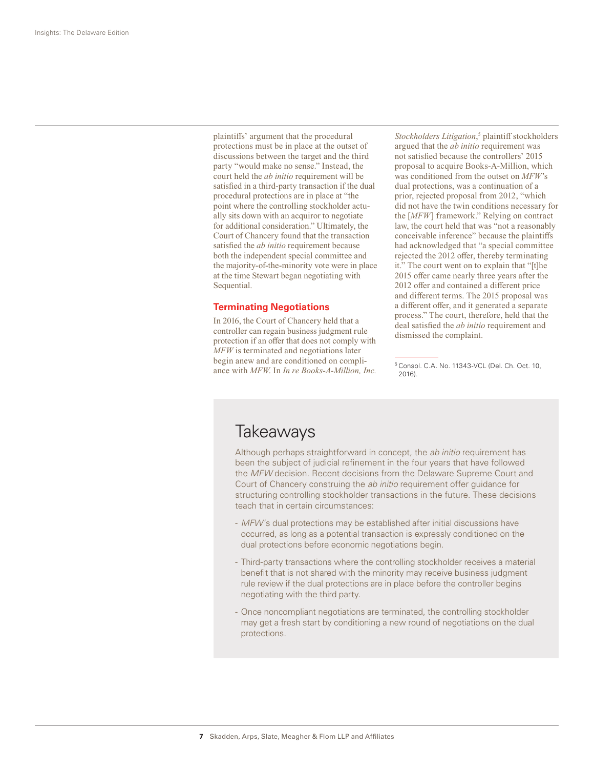plaintiffs' argument that the procedural protections must be in place at the outset of discussions between the target and the third party "would make no sense." Instead, the court held the *ab initio* requirement will be satisfied in a third-party transaction if the dual procedural protections are in place at "the point where the controlling stockholder actually sits down with an acquiror to negotiate for additional consideration." Ultimately, the Court of Chancery found that the transaction satisfied the *ab initio* requirement because both the independent special committee and the majority-of-the-minority vote were in place at the time Stewart began negotiating with Sequential.

### Terminating Negotiations

In 2016, the Court of Chancery held that a controller can regain business judgment rule protection if an offer that does not comply with *MFW* is terminated and negotiations later begin anew and are conditioned on compliance with *MFW*. In *In re Books-A-Million, Inc. Stockholders Litigation*,[5] plaintiff stockholders argued that the *ab initio* requirement was not satisfied because the controllers' 2015 proposal to acquire Books-A-Million, which was conditioned from the outset on *MFW*'s dual protections, was a continuation of a prior, rejected proposal from 2012, "which did not have the twin conditions necessary for the [*MFW*] framework." Relying on contract law, the court held that was "not a reasonably conceivable inference" because the plaintiffs had acknowledged that "a special committee rejected the 2012 offer, thereby terminating it." The court went on to explain that "[t]he 2015 offer came nearly three years after the 2012 offer and contained a different price and different terms. The 2015 proposal was a different offer, and it generated a separate process." The court, therefore, held that the deal satisfied the *ab initio* requirement and dismissed the complaint.

[5] Consol. C.A. No. 11343-VCL (Del. Ch. Oct. 10, 2016).

## Takeaways

Although perhaps straightforward in concept, the *ab initio* requirement has been the subject of judicial refinement in the four years that have followed the *MFW* decision. Recent decisions from the Delaware Supreme Court and Court of Chancery construing the *ab initio* requirement offer guidance for structuring controlling stockholder transactions in the future. These decisions teach that in certain circumstances:

- *MFW*'s dual protections may be established after initial discussions have occurred, as long as a potential transaction is expressly conditioned on the dual protections before economic negotiations begin.
- Third-party transactions where the controlling stockholder receives a material benefit that is not shared with the minority may receive business judgment rule review if the dual protections are in place before the controller begins negotiating with the third party.
- Once noncompliant negotiations are terminated, the controlling stockholder may get a fresh start by conditioning a new round of negotiations on the dual protections.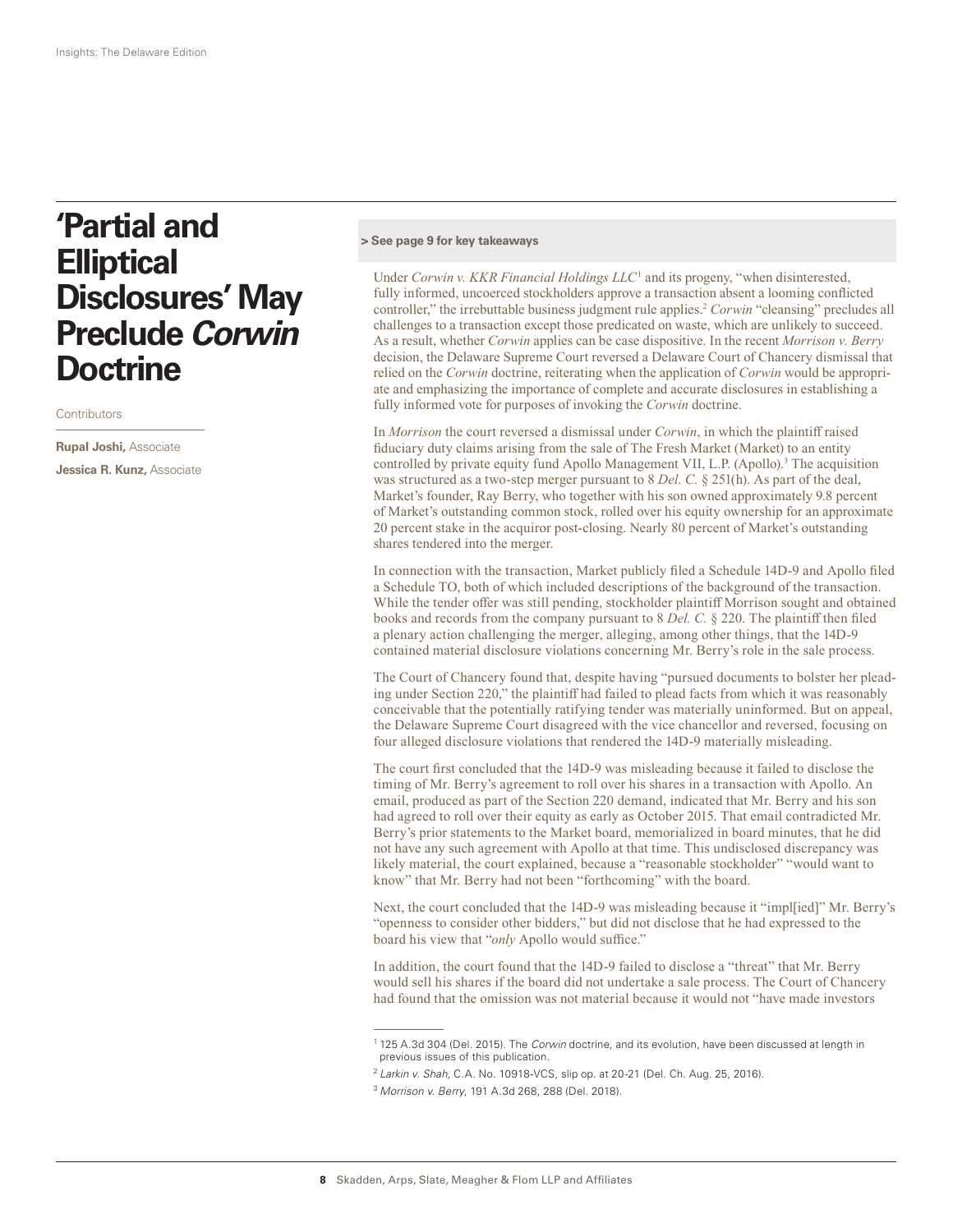# 'Partial and Elliptical Disclosures' May Preclude *Corwin* Doctrine

Contributors

**Rupal Joshi,** Associate

**Jessica R. Kunz,** Associate

**> See page 9 for key takeaways**

Under *Corwin v. KKR Financial Holdings LLC*[1] and its progeny, "when disinterested, fully informed, uncoerced stockholders approve a transaction absent a looming conflicted controller," the irrebuttable business judgment rule applies.[2] *Corwin* "cleansing" precludes all challenges to a transaction except those predicated on waste, which are unlikely to succeed. As a result, whether *Corwin* applies can be case dispositive. In the recent *Morrison v. Berry* decision, the Delaware Supreme Court reversed a Delaware Court of Chancery dismissal that relied on the *Corwin* doctrine, reiterating when the application of *Corwin* would be appropriate and emphasizing the importance of complete and accurate disclosures in establishing a fully informed vote for purposes of invoking the *Corwin* doctrine.

In *Morrison* the court reversed a dismissal under *Corwin*, in which the plaintiff raised fiduciary duty claims arising from the sale of The Fresh Market (Market) to an entity controlled by private equity fund Apollo Management VII, L.P. (Apollo).[3] The acquisition was structured as a two-step merger pursuant to 8 *Del. C.* § 251(h). As part of the deal, Market's founder, Ray Berry, who together with his son owned approximately 9.8 percent of Market's outstanding common stock, rolled over his equity ownership for an approximate 20 percent stake in the acquiror post-closing. Nearly 80 percent of Market's outstanding shares tendered into the merger.

In connection with the transaction, Market publicly filed a Schedule 14D-9 and Apollo filed a Schedule TO, both of which included descriptions of the background of the transaction. While the tender offer was still pending, stockholder plaintiff Morrison sought and obtained books and records from the company pursuant to 8 *Del. C.* § 220. The plaintiff then filed a plenary action challenging the merger, alleging, among other things, that the 14D-9 contained material disclosure violations concerning Mr. Berry's role in the sale process.

The Court of Chancery found that, despite having "pursued documents to bolster her pleading under Section 220," the plaintiff had failed to plead facts from which it was reasonably conceivable that the potentially ratifying tender was materially uninformed. But on appeal, the Delaware Supreme Court disagreed with the vice chancellor and reversed, focusing on four alleged disclosure violations that rendered the 14D-9 materially misleading.

The court first concluded that the 14D-9 was misleading because it failed to disclose the timing of Mr. Berry's agreement to roll over his shares in a transaction with Apollo. An email, produced as part of the Section 220 demand, indicated that Mr. Berry and his son had agreed to roll over their equity as early as October 2015. That email contradicted Mr. Berry's prior statements to the Market board, memorialized in board minutes, that he did not have any such agreement with Apollo at that time. This undisclosed discrepancy was likely material, the court explained, because a "reasonable stockholder" "would want to know" that Mr. Berry had not been "forthcoming" with the board.

Next, the court concluded that the 14D-9 was misleading because it "impl[ied]" Mr. Berry's "openness to consider other bidders," but did not disclose that he had expressed to the board his view that "*only* Apollo would suffice."

In addition, the court found that the 14D-9 failed to disclose a "threat" that Mr. Berry would sell his shares if the board did not undertake a sale process. The Court of Chancery had found that the omission was not material because it would not "have made investors

---

[1] 125 A.3d 304 (Del. 2015). The *Corwin* doctrine, and its evolution, have been discussed at length in previous issues of this publication.

[2] *Larkin v. Shah*, C.A. No. 10918-VCS, slip op. at 20-21 (Del. Ch. Aug. 25, 2016).

[3] *Morrison v. Berry*, 191 A.3d 268, 288 (Del. 2018).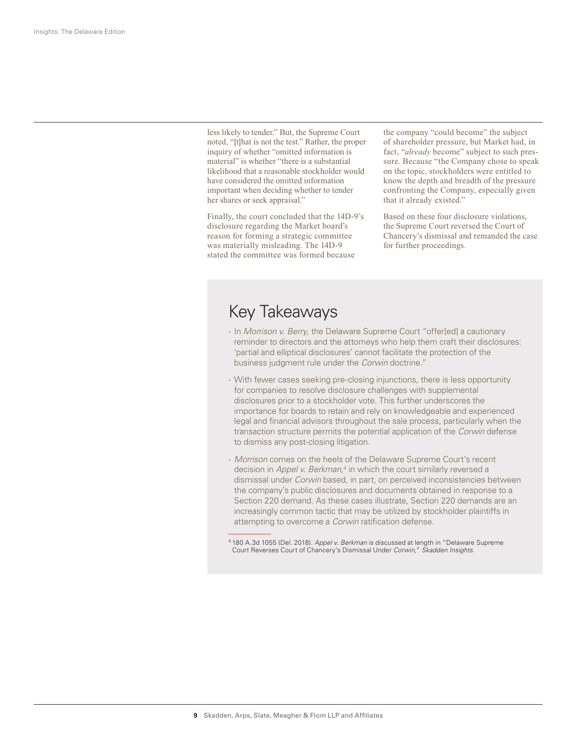less likely to tender." But, the Supreme Court noted, "[t]hat is not the test." Rather, the proper inquiry of whether "omitted information is material" is whether "there is a substantial likelihood that a reasonable stockholder would have considered the omitted information important when deciding whether to tender her shares or seek appraisal."

Finally, the court concluded that the 14D-9's disclosure regarding the Market board's reason for forming a strategic committee was materially misleading. The 14D-9 stated the committee was formed because the company "could become" the subject of shareholder pressure, but Market had, in fact, "*already* become" subject to such pressure. Because "the Company chose to speak on the topic, stockholders were entitled to know the depth and breadth of the pressure confronting the Company, especially given that it already existed."

Based on these four disclosure violations, the Supreme Court reversed the Court of Chancery's dismissal and remanded the case for further proceedings.

## Key Takeaways

- In *Morrison v. Berry*, the Delaware Supreme Court "offer[ed] a cautionary reminder to directors and the attorneys who help them craft their disclosures: 'partial and elliptical disclosures' cannot facilitate the protection of the business judgment rule under the *Corwin* doctrine."
- With fewer cases seeking pre-closing injunctions, there is less opportunity for companies to resolve disclosure challenges with supplemental disclosures prior to a stockholder vote. This further underscores the importance for boards to retain and rely on knowledgeable and experienced legal and financial advisors throughout the sale process, particularly when the transaction structure permits the potential application of the *Corwin* defense to dismiss any post-closing litigation.
- *Morrison* comes on the heels of the Delaware Supreme Court's recent decision in *Appel v. Berkman*,[4] in which the court similarly reversed a dismissal under *Corwin* based, in part, on perceived inconsistencies between the company's public disclosures and documents obtained in response to a Section 220 demand. As these cases illustrate, Section 220 demands are an increasingly common tactic that may be utilized by stockholder plaintiffs in attempting to overcome a *Corwin* ratification defense.

[4] 180 A.3d 1055 (Del. 2018). *Appel v. Berkman* is discussed at length in "Delaware Supreme Court Reverses Court of Chancery's Dismissal Under *Corwin*," *Skadden Insights*.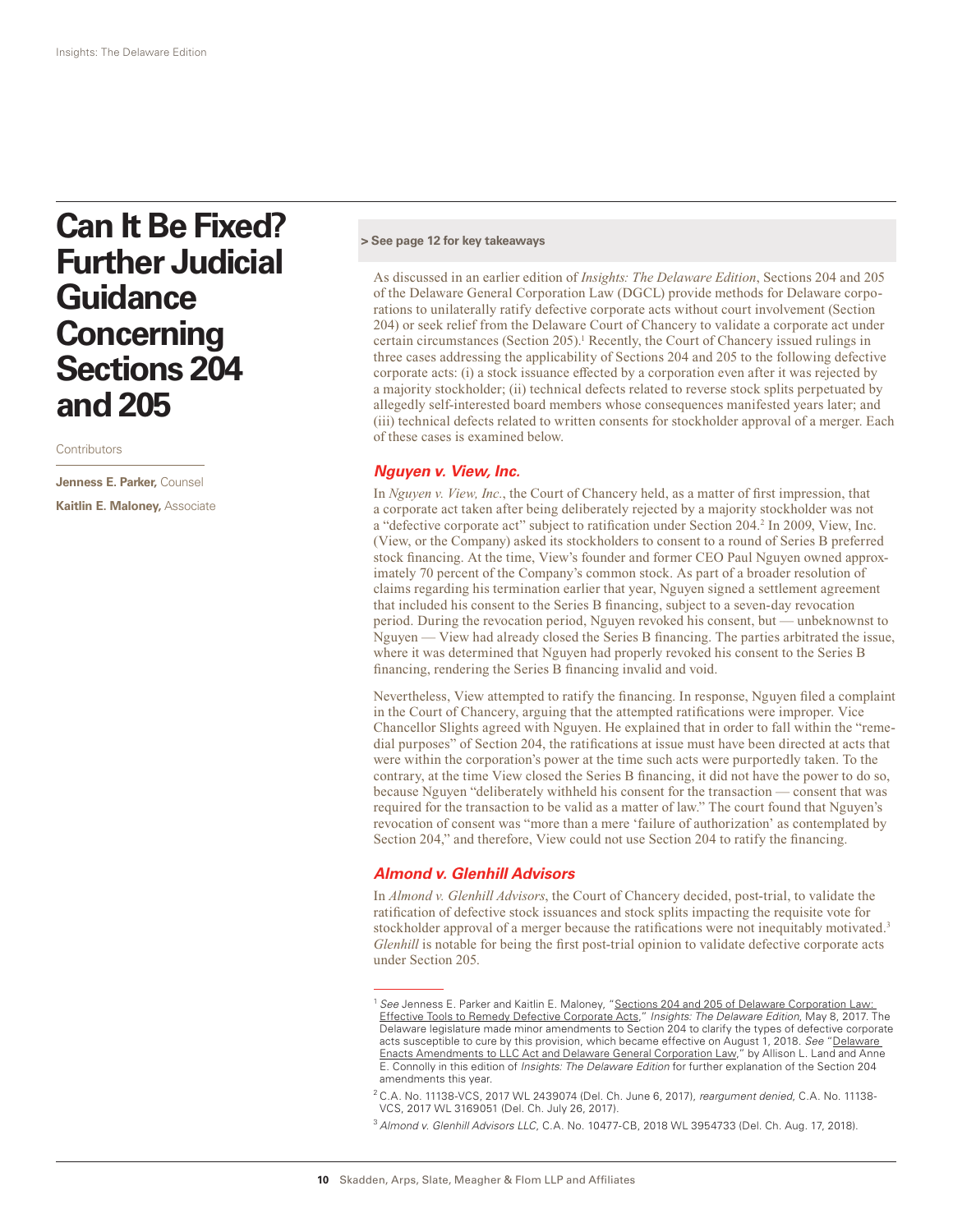# Can It Be Fixed? Further Judicial Guidance Concerning Sections 204 and 205

Contributors

**Jenness E. Parker,** Counsel

**Kaitlin E. Maloney,** Associate

**> See page 12 for key takeaways**

As discussed in an earlier edition of *Insights: The Delaware Edition*, Sections 204 and 205 of the Delaware General Corporation Law (DGCL) provide methods for Delaware corporations to unilaterally ratify defective corporate acts without court involvement (Section 204) or seek relief from the Delaware Court of Chancery to validate a corporate act under certain circumstances (Section 205).[1] Recently, the Court of Chancery issued rulings in three cases addressing the applicability of Sections 204 and 205 to the following defective corporate acts: (i) a stock issuance effected by a corporation even after it was rejected by a majority stockholder; (ii) technical defects related to reverse stock splits perpetuated by allegedly self-interested board members whose consequences manifested years later; and (iii) technical defects related to written consents for stockholder approval of a merger. Each of these cases is examined below.

## *Nguyen v. View, Inc.*

In *Nguyen v. View, Inc.*, the Court of Chancery held, as a matter of first impression, that a corporate act taken after being deliberately rejected by a majority stockholder was not a "defective corporate act" subject to ratification under Section 204.[2] In 2009, View, Inc. (View, or the Company) asked its stockholders to consent to a round of Series B preferred stock financing. At the time, View's founder and former CEO Paul Nguyen owned approximately 70 percent of the Company's common stock. As part of a broader resolution of claims regarding his termination earlier that year, Nguyen signed a settlement agreement that included his consent to the Series B financing, subject to a seven-day revocation period. During the revocation period, Nguyen revoked his consent, but — unbeknownst to Nguyen — View had already closed the Series B financing. The parties arbitrated the issue, where it was determined that Nguyen had properly revoked his consent to the Series B financing, rendering the Series B financing invalid and void.

Nevertheless, View attempted to ratify the financing. In response, Nguyen filed a complaint in the Court of Chancery, arguing that the attempted ratifications were improper. Vice Chancellor Slights agreed with Nguyen. He explained that in order to fall within the "remedial purposes" of Section 204, the ratifications at issue must have been directed at acts that were within the corporation's power at the time such acts were purportedly taken. To the contrary, at the time View closed the Series B financing, it did not have the power to do so, because Nguyen "deliberately withheld his consent for the transaction — consent that was required for the transaction to be valid as a matter of law." The court found that Nguyen's revocation of consent was "more than a mere 'failure of authorization' as contemplated by Section 204," and therefore, View could not use Section 204 to ratify the financing.

## *Almond v. Glenhill Advisors*

In *Almond v. Glenhill Advisors*, the Court of Chancery decided, post-trial, to validate the ratification of defective stock issuances and stock splits impacting the requisite vote for stockholder approval of a merger because the ratifications were not inequitably motivated.[3] *Glenhill* is notable for being the first post-trial opinion to validate defective corporate acts under Section 205.

---

[1] *See* Jenness E. Parker and Kaitlin E. Maloney, "Sections 204 and 205 of Delaware Corporation Law: Effective Tools to Remedy Defective Corporate Acts," *Insights: The Delaware Edition*, May 8, 2017. The Delaware legislature made minor amendments to Section 204 to clarify the types of defective corporate acts susceptible to cure by this provision, which became effective on August 1, 2018. *See* "Delaware Enacts Amendments to LLC Act and Delaware General Corporation Law," by Allison L. Land and Anne E. Connolly in this edition of *Insights: The Delaware Edition* for further explanation of the Section 204 amendments this year.

[2] C.A. No. 11138-VCS, 2017 WL 2439074 (Del. Ch. June 6, 2017), *reargument denied*, C.A. No. 11138-VCS, 2017 WL 3169051 (Del. Ch. July 26, 2017).

[3] *Almond v. Glenhill Advisors LLC*, C.A. No. 10477-CB, 2018 WL 3954733 (Del. Ch. Aug. 17, 2018).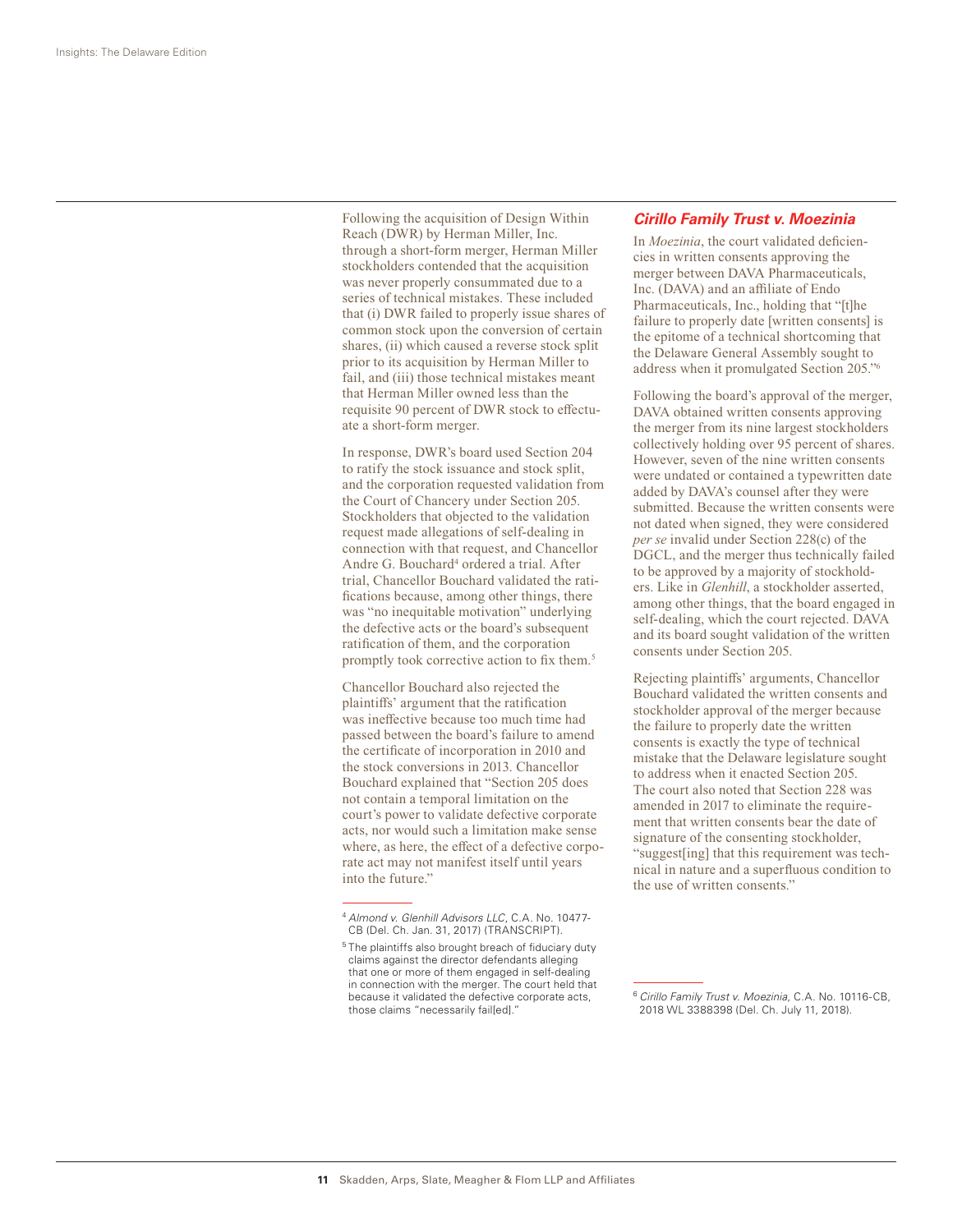Following the acquisition of Design Within Reach (DWR) by Herman Miller, Inc. through a short-form merger, Herman Miller stockholders contended that the acquisition was never properly consummated due to a series of technical mistakes. These included that (i) DWR failed to properly issue shares of common stock upon the conversion of certain shares, (ii) which caused a reverse stock split prior to its acquisition by Herman Miller to fail, and (iii) those technical mistakes meant that Herman Miller owned less than the requisite 90 percent of DWR stock to effectuate a short-form merger.

In response, DWR's board used Section 204 to ratify the stock issuance and stock split, and the corporation requested validation from the Court of Chancery under Section 205. Stockholders that objected to the validation request made allegations of self-dealing in connection with that request, and Chancellor Andre G. Bouchard[4] ordered a trial. After trial, Chancellor Bouchard validated the ratifications because, among other things, there was "no inequitable motivation" underlying the defective acts or the board's subsequent ratification of them, and the corporation promptly took corrective action to fix them.[5]

Chancellor Bouchard also rejected the plaintiffs' argument that the ratification was ineffective because too much time had passed between the board's failure to amend the certificate of incorporation in 2010 and the stock conversions in 2013. Chancellor Bouchard explained that "Section 205 does not contain a temporal limitation on the court's power to validate defective corporate acts, nor would such a limitation make sense where, as here, the effect of a defective corporate act may not manifest itself until years into the future."

[4] *Almond v. Glenhill Advisors LLC*, C.A. No. 10477-CB (Del. Ch. Jan. 31, 2017) (TRANSCRIPT).

[5] The plaintiffs also brought breach of fiduciary duty claims against the director defendants alleging that one or more of them engaged in self-dealing in connection with the merger. The court held that because it validated the defective corporate acts, those claims "necessarily fail[ed]."

## *Cirillo Family Trust v. Moezinia*

In *Moezinia*, the court validated deficiencies in written consents approving the merger between DAVA Pharmaceuticals, Inc. (DAVA) and an affiliate of Endo Pharmaceuticals, Inc., holding that "[t]he failure to properly date [written consents] is the epitome of a technical shortcoming that the Delaware General Assembly sought to address when it promulgated Section 205."[6]

Following the board's approval of the merger, DAVA obtained written consents approving the merger from its nine largest stockholders collectively holding over 95 percent of shares. However, seven of the nine written consents were undated or contained a typewritten date added by DAVA's counsel after they were submitted. Because the written consents were not dated when signed, they were considered *per se* invalid under Section 228(c) of the DGCL, and the merger thus technically failed to be approved by a majority of stockholders. Like in *Glenhill*, a stockholder asserted, among other things, that the board engaged in self-dealing, which the court rejected. DAVA and its board sought validation of the written consents under Section 205.

Rejecting plaintiffs' arguments, Chancellor Bouchard validated the written consents and stockholder approval of the merger because the failure to properly date the written consents is exactly the type of technical mistake that the Delaware legislature sought to address when it enacted Section 205. The court also noted that Section 228 was amended in 2017 to eliminate the requirement that written consents bear the date of signature of the consenting stockholder, "suggest[ing] that this requirement was technical in nature and a superfluous condition to the use of written consents."

[6] *Cirillo Family Trust v. Moezinia*, C.A. No. 10116-CB, 2018 WL 3388398 (Del. Ch. July 11, 2018).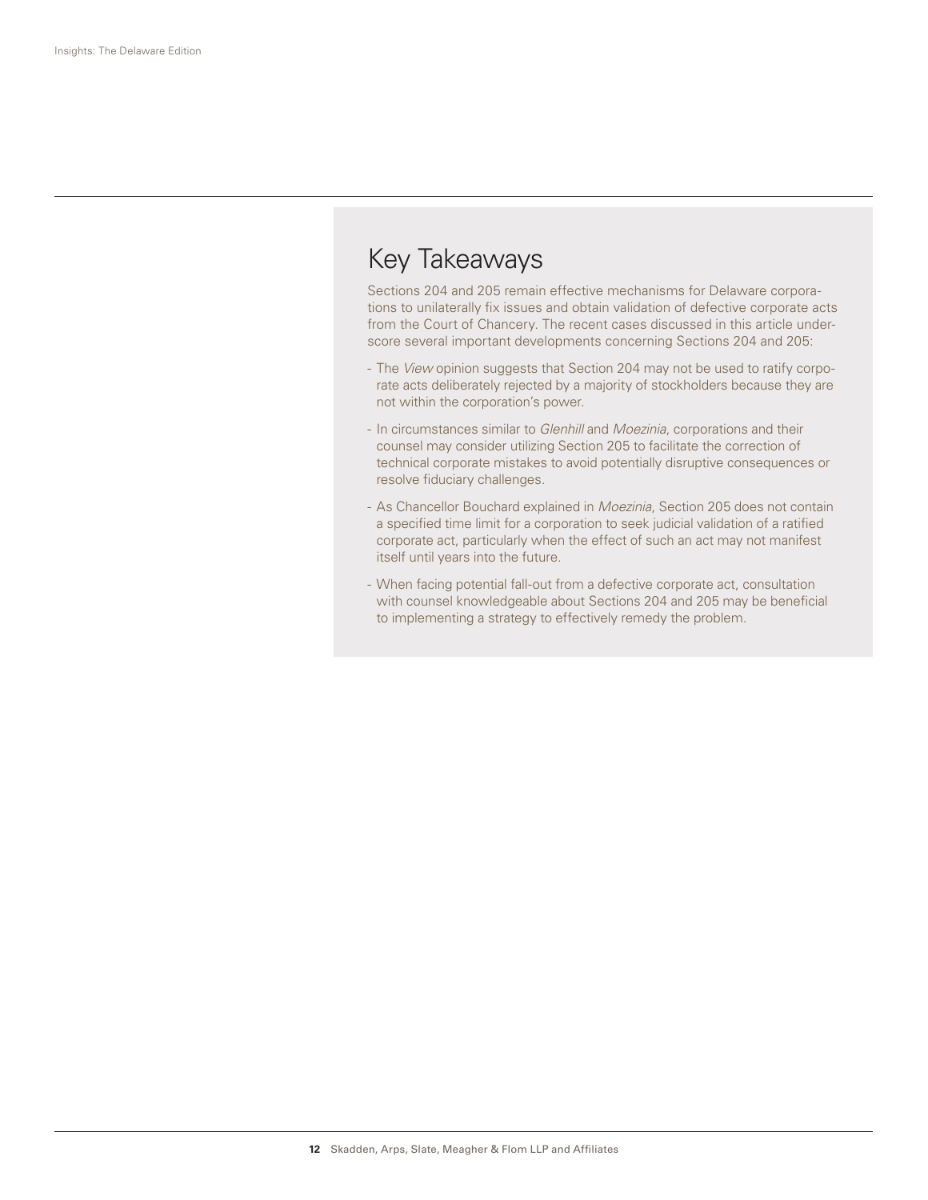## Key Takeaways

Sections 204 and 205 remain effective mechanisms for Delaware corporations to unilaterally fix issues and obtain validation of defective corporate acts from the Court of Chancery. The recent cases discussed in this article underscore several important developments concerning Sections 204 and 205:

- The *View* opinion suggests that Section 204 may not be used to ratify corporate acts deliberately rejected by a majority of stockholders because they are not within the corporation's power.
- In circumstances similar to *Glenhill* and *Moezinia*, corporations and their counsel may consider utilizing Section 205 to facilitate the correction of technical corporate mistakes to avoid potentially disruptive consequences or resolve fiduciary challenges.
- As Chancellor Bouchard explained in *Moezinia*, Section 205 does not contain a specified time limit for a corporation to seek judicial validation of a ratified corporate act, particularly when the effect of such an act may not manifest itself until years into the future.
- When facing potential fall-out from a defective corporate act, consultation with counsel knowledgeable about Sections 204 and 205 may be beneficial to implementing a strategy to effectively remedy the problem.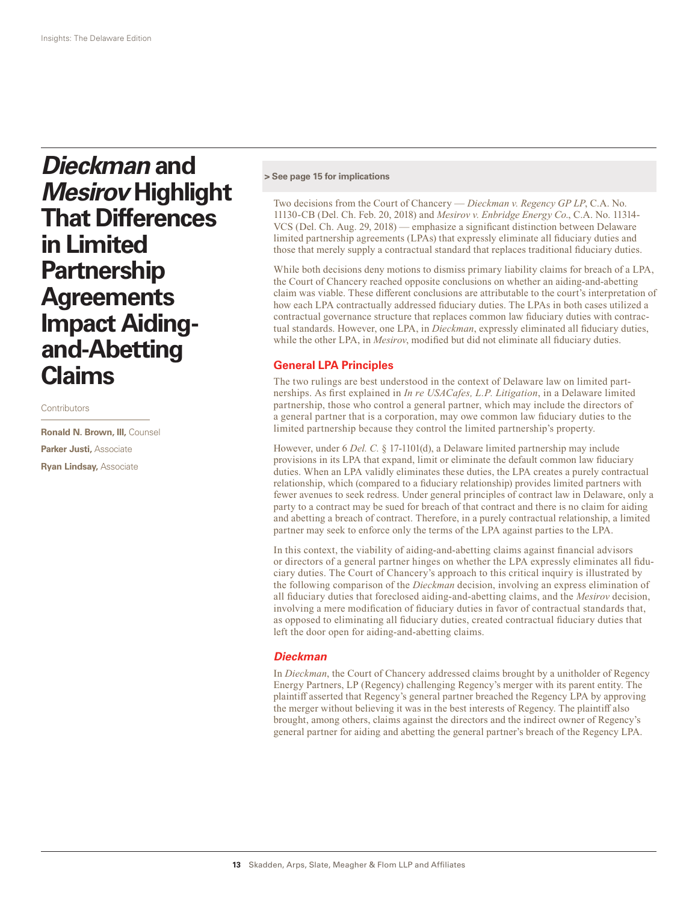# *Dieckman* and *Mesirov* Highlight That Differences in Limited Partnership Agreements Impact Aiding-and-Abetting Claims

Contributors

**Ronald N. Brown, III,** Counsel

**Parker Justi,** Associate

**Ryan Lindsay,** Associate

**> See page 15 for implications**

Two decisions from the Court of Chancery — *Dieckman v. Regency GP LP*, C.A. No. 11130-CB (Del. Ch. Feb. 20, 2018) and *Mesirov v. Enbridge Energy Co.*, C.A. No. 11314-VCS (Del. Ch. Aug. 29, 2018) — emphasize a significant distinction between Delaware limited partnership agreements (LPAs) that expressly eliminate all fiduciary duties and those that merely supply a contractual standard that replaces traditional fiduciary duties.

While both decisions deny motions to dismiss primary liability claims for breach of a LPA, the Court of Chancery reached opposite conclusions on whether an aiding-and-abetting claim was viable. These different conclusions are attributable to the court's interpretation of how each LPA contractually addressed fiduciary duties. The LPAs in both cases utilized a contractual governance structure that replaces common law fiduciary duties with contractual standards. However, one LPA, in *Dieckman*, expressly eliminated all fiduciary duties, while the other LPA, in *Mesirov*, modified but did not eliminate all fiduciary duties.

## General LPA Principles

The two rulings are best understood in the context of Delaware law on limited partnerships. As first explained in *In re USACafes, L.P. Litigation*, in a Delaware limited partnership, those who control a general partner, which may include the directors of a general partner that is a corporation, may owe common law fiduciary duties to the limited partnership because they control the limited partnership's property.

However, under 6 *Del. C.* § 17-1101(d), a Delaware limited partnership may include provisions in its LPA that expand, limit or eliminate the default common law fiduciary duties. When an LPA validly eliminates these duties, the LPA creates a purely contractual relationship, which (compared to a fiduciary relationship) provides limited partners with fewer avenues to seek redress. Under general principles of contract law in Delaware, only a party to a contract may be sued for breach of that contract and there is no claim for aiding and abetting a breach of contract. Therefore, in a purely contractual relationship, a limited partner may seek to enforce only the terms of the LPA against parties to the LPA.

In this context, the viability of aiding-and-abetting claims against financial advisors or directors of a general partner hinges on whether the LPA expressly eliminates all fiduciary duties. The Court of Chancery's approach to this critical inquiry is illustrated by the following comparison of the *Dieckman* decision, involving an express elimination of all fiduciary duties that foreclosed aiding-and-abetting claims, and the *Mesirov* decision, involving a mere modification of fiduciary duties in favor of contractual standards that, as opposed to eliminating all fiduciary duties, created contractual fiduciary duties that left the door open for aiding-and-abetting claims.

### *Dieckman*

In *Dieckman*, the Court of Chancery addressed claims brought by a unitholder of Regency Energy Partners, LP (Regency) challenging Regency's merger with its parent entity. The plaintiff asserted that Regency's general partner breached the Regency LPA by approving the merger without believing it was in the best interests of Regency. The plaintiff also brought, among others, claims against the directors and the indirect owner of Regency's general partner for aiding and abetting the general partner's breach of the Regency LPA.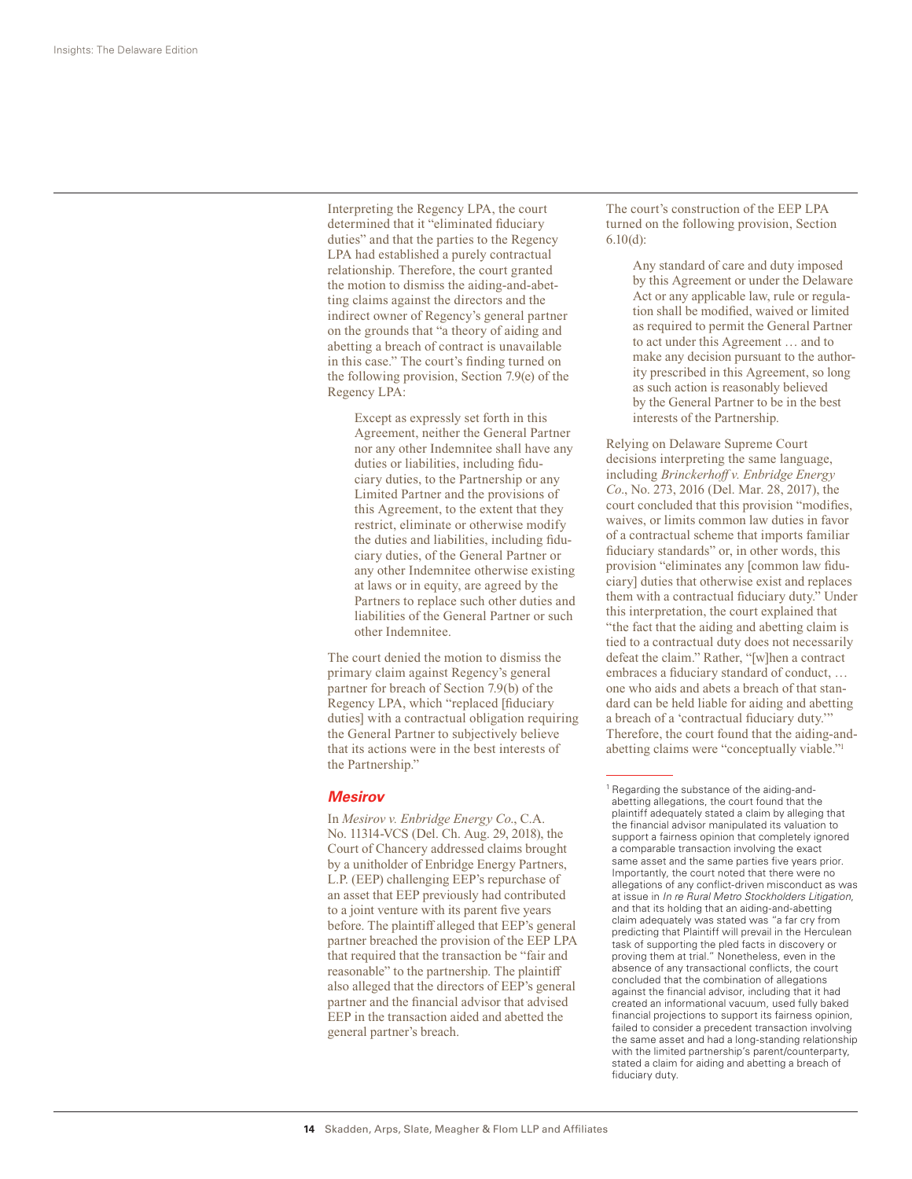Interpreting the Regency LPA, the court determined that it "eliminated fiduciary duties" and that the parties to the Regency LPA had established a purely contractual relationship. Therefore, the court granted the motion to dismiss the aiding-and-abetting claims against the directors and the indirect owner of Regency's general partner on the grounds that "a theory of aiding and abetting a breach of contract is unavailable in this case." The court's finding turned on the following provision, Section 7.9(e) of the Regency LPA:

> Except as expressly set forth in this Agreement, neither the General Partner nor any other Indemnitee shall have any duties or liabilities, including fiduciary duties, to the Partnership or any Limited Partner and the provisions of this Agreement, to the extent that they restrict, eliminate or otherwise modify the duties and liabilities, including fiduciary duties, of the General Partner or any other Indemnitee otherwise existing at laws or in equity, are agreed by the Partners to replace such other duties and liabilities of the General Partner or such other Indemnitee.

The court denied the motion to dismiss the primary claim against Regency's general partner for breach of Section 7.9(b) of the Regency LPA, which "replaced [fiduciary duties] with a contractual obligation requiring the General Partner to subjectively believe that its actions were in the best interests of the Partnership."

### *Mesirov*

In *Mesirov v. Enbridge Energy Co*., C.A. No. 11314-VCS (Del. Ch. Aug. 29, 2018), the Court of Chancery addressed claims brought by a unitholder of Enbridge Energy Partners, L.P. (EEP) challenging EEP's repurchase of an asset that EEP previously had contributed to a joint venture with its parent five years before. The plaintiff alleged that EEP's general partner breached the provision of the EEP LPA that required that the transaction be "fair and reasonable" to the partnership. The plaintiff also alleged that the directors of EEP's general partner and the financial advisor that advised EEP in the transaction aided and abetted the general partner's breach.

The court's construction of the EEP LPA turned on the following provision, Section 6.10(d):

> Any standard of care and duty imposed by this Agreement or under the Delaware Act or any applicable law, rule or regulation shall be modified, waived or limited as required to permit the General Partner to act under this Agreement … and to make any decision pursuant to the authority prescribed in this Agreement, so long as such action is reasonably believed by the General Partner to be in the best interests of the Partnership.

Relying on Delaware Supreme Court decisions interpreting the same language, including *Brinckerhoff v. Enbridge Energy Co*., No. 273, 2016 (Del. Mar. 28, 2017), the court concluded that this provision "modifies, waives, or limits common law duties in favor of a contractual scheme that imports familiar fiduciary standards" or, in other words, this provision "eliminates any [common law fiduciary] duties that otherwise exist and replaces them with a contractual fiduciary duty." Under this interpretation, the court explained that "the fact that the aiding and abetting claim is tied to a contractual duty does not necessarily defeat the claim." Rather, "[w]hen a contract embraces a fiduciary standard of conduct, … one who aids and abets a breach of that standard can be held liable for aiding and abetting a breach of a 'contractual fiduciary duty.'" Therefore, the court found that the aiding-and-abetting claims were "conceptually viable."[1]

---

[1] Regarding the substance of the aiding-and-abetting allegations, the court found that the plaintiff adequately stated a claim by alleging that the financial advisor manipulated its valuation to support a fairness opinion that completely ignored a comparable transaction involving the exact same asset and the same parties five years prior. Importantly, the court noted that there were no allegations of any conflict-driven misconduct as was at issue in *In re Rural Metro Stockholders Litigation,* and that its holding that an aiding-and-abetting claim adequately was stated was "a far cry from predicting that Plaintiff will prevail in the Herculean task of supporting the pled facts in discovery or proving them at trial." Nonetheless, even in the absence of any transactional conflicts, the court concluded that the combination of allegations against the financial advisor, including that it had created an informational vacuum, used fully baked financial projections to support its fairness opinion, failed to consider a precedent transaction involving the same asset and had a long-standing relationship with the limited partnership's parent/counterparty, stated a claim for aiding and abetting a breach of fiduciary duty.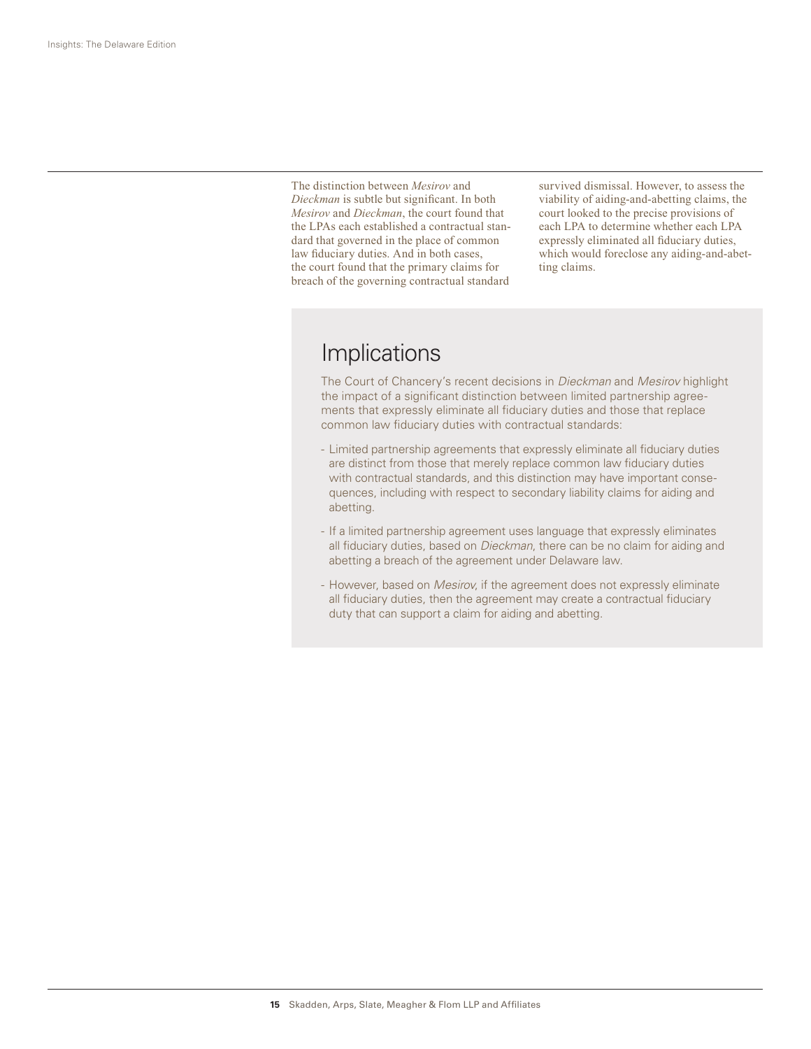The distinction between *Mesirov* and *Dieckman* is subtle but significant. In both *Mesirov* and *Dieckman*, the court found that the LPAs each established a contractual standard that governed in the place of common law fiduciary duties. And in both cases, the court found that the primary claims for breach of the governing contractual standard survived dismissal. However, to assess the viability of aiding-and-abetting claims, the court looked to the precise provisions of each LPA to determine whether each LPA expressly eliminated all fiduciary duties, which would foreclose any aiding-and-abetting claims.

## Implications

The Court of Chancery's recent decisions in *Dieckman* and *Mesirov* highlight the impact of a significant distinction between limited partnership agreements that expressly eliminate all fiduciary duties and those that replace common law fiduciary duties with contractual standards:

- Limited partnership agreements that expressly eliminate all fiduciary duties are distinct from those that merely replace common law fiduciary duties with contractual standards, and this distinction may have important consequences, including with respect to secondary liability claims for aiding and abetting.
- If a limited partnership agreement uses language that expressly eliminates all fiduciary duties, based on *Dieckman*, there can be no claim for aiding and abetting a breach of the agreement under Delaware law.
- However, based on *Mesirov*, if the agreement does not expressly eliminate all fiduciary duties, then the agreement may create a contractual fiduciary duty that can support a claim for aiding and abetting.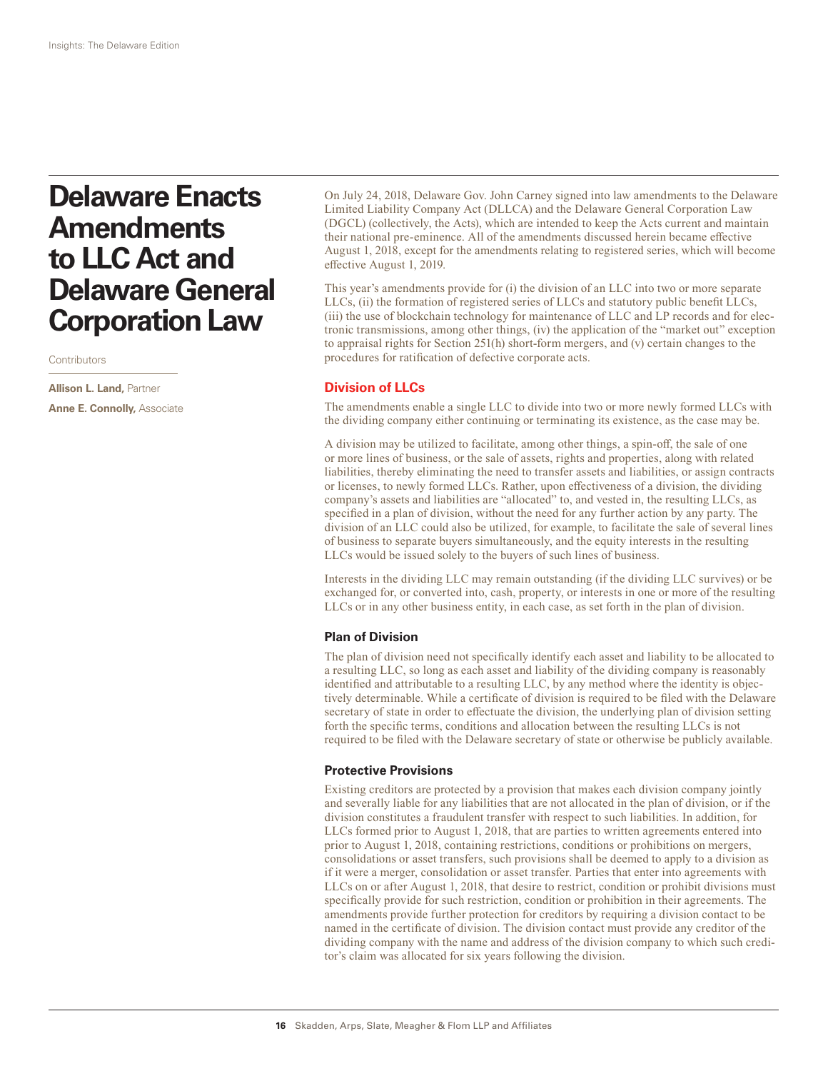# Delaware Enacts Amendments to LLC Act and Delaware General Corporation Law

Contributors

**Allison L. Land,** Partner

**Anne E. Connolly,** Associate

On July 24, 2018, Delaware Gov. John Carney signed into law amendments to the Delaware Limited Liability Company Act (DLLCA) and the Delaware General Corporation Law (DGCL) (collectively, the Acts), which are intended to keep the Acts current and maintain their national pre-eminence. All of the amendments discussed herein became effective August 1, 2018, except for the amendments relating to registered series, which will become effective August 1, 2019.

This year's amendments provide for (i) the division of an LLC into two or more separate LLCs, (ii) the formation of registered series of LLCs and statutory public benefit LLCs, (iii) the use of blockchain technology for maintenance of LLC and LP records and for electronic transmissions, among other things, (iv) the application of the "market out" exception to appraisal rights for Section 251(h) short-form mergers, and (v) certain changes to the procedures for ratification of defective corporate acts.

## Division of LLCs

The amendments enable a single LLC to divide into two or more newly formed LLCs with the dividing company either continuing or terminating its existence, as the case may be.

A division may be utilized to facilitate, among other things, a spin-off, the sale of one or more lines of business, or the sale of assets, rights and properties, along with related liabilities, thereby eliminating the need to transfer assets and liabilities, or assign contracts or licenses, to newly formed LLCs. Rather, upon effectiveness of a division, the dividing company's assets and liabilities are "allocated" to, and vested in, the resulting LLCs, as specified in a plan of division, without the need for any further action by any party. The division of an LLC could also be utilized, for example, to facilitate the sale of several lines of business to separate buyers simultaneously, and the equity interests in the resulting LLCs would be issued solely to the buyers of such lines of business.

Interests in the dividing LLC may remain outstanding (if the dividing LLC survives) or be exchanged for, or converted into, cash, property, or interests in one or more of the resulting LLCs or in any other business entity, in each case, as set forth in the plan of division.

### Plan of Division

The plan of division need not specifically identify each asset and liability to be allocated to a resulting LLC, so long as each asset and liability of the dividing company is reasonably identified and attributable to a resulting LLC, by any method where the identity is objectively determinable. While a certificate of division is required to be filed with the Delaware secretary of state in order to effectuate the division, the underlying plan of division setting forth the specific terms, conditions and allocation between the resulting LLCs is not required to be filed with the Delaware secretary of state or otherwise be publicly available.

### Protective Provisions

Existing creditors are protected by a provision that makes each division company jointly and severally liable for any liabilities that are not allocated in the plan of division, or if the division constitutes a fraudulent transfer with respect to such liabilities. In addition, for LLCs formed prior to August 1, 2018, that are parties to written agreements entered into prior to August 1, 2018, containing restrictions, conditions or prohibitions on mergers, consolidations or asset transfers, such provisions shall be deemed to apply to a division as if it were a merger, consolidation or asset transfer. Parties that enter into agreements with LLCs on or after August 1, 2018, that desire to restrict, condition or prohibit divisions must specifically provide for such restriction, condition or prohibition in their agreements. The amendments provide further protection for creditors by requiring a division contact to be named in the certificate of division. The division contact must provide any creditor of the dividing company with the name and address of the division company to which such creditor's claim was allocated for six years following the division.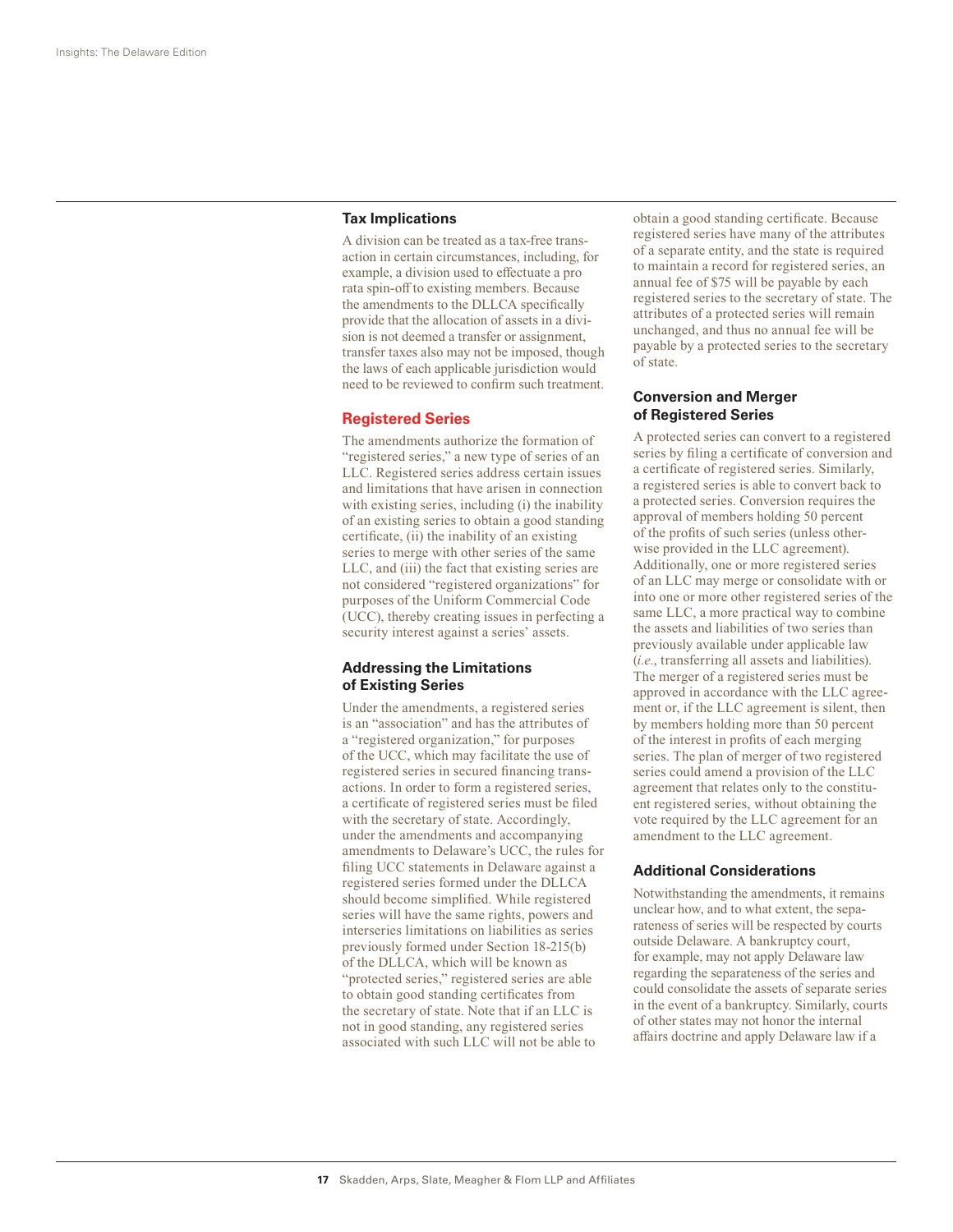### Tax Implications

A division can be treated as a tax-free transaction in certain circumstances, including, for example, a division used to effectuate a pro rata spin-off to existing members. Because the amendments to the DLLCA specifically provide that the allocation of assets in a division is not deemed a transfer or assignment, transfer taxes also may not be imposed, though the laws of each applicable jurisdiction would need to be reviewed to confirm such treatment.

## Registered Series

The amendments authorize the formation of "registered series," a new type of series of an LLC. Registered series address certain issues and limitations that have arisen in connection with existing series, including (i) the inability of an existing series to obtain a good standing certificate, (ii) the inability of an existing series to merge with other series of the same LLC, and (iii) the fact that existing series are not considered "registered organizations" for purposes of the Uniform Commercial Code (UCC), thereby creating issues in perfecting a security interest against a series' assets.

### Addressing the Limitations of Existing Series

Under the amendments, a registered series is an "association" and has the attributes of a "registered organization," for purposes of the UCC, which may facilitate the use of registered series in secured financing transactions. In order to form a registered series, a certificate of registered series must be filed with the secretary of state. Accordingly, under the amendments and accompanying amendments to Delaware's UCC, the rules for filing UCC statements in Delaware against a registered series formed under the DLLCA should become simplified. While registered series will have the same rights, powers and interseries limitations on liabilities as series previously formed under Section 18-215(b) of the DLLCA, which will be known as "protected series," registered series are able to obtain good standing certificates from the secretary of state. Note that if an LLC is not in good standing, any registered series associated with such LLC will not be able to obtain a good standing certificate. Because registered series have many of the attributes of a separate entity, and the state is required to maintain a record for registered series, an annual fee of $75 will be payable by each registered series to the secretary of state. The attributes of a protected series will remain unchanged, and thus no annual fee will be payable by a protected series to the secretary of state.

### Conversion and Merger of Registered Series

A protected series can convert to a registered series by filing a certificate of conversion and a certificate of registered series. Similarly, a registered series is able to convert back to a protected series. Conversion requires the approval of members holding 50 percent of the profits of such series (unless otherwise provided in the LLC agreement). Additionally, one or more registered series of an LLC may merge or consolidate with or into one or more other registered series of the same LLC, a more practical way to combine the assets and liabilities of two series than previously available under applicable law (*i.e.*, transferring all assets and liabilities). The merger of a registered series must be approved in accordance with the LLC agreement or, if the LLC agreement is silent, then by members holding more than 50 percent of the interest in profits of each merging series. The plan of merger of two registered series could amend a provision of the LLC agreement that relates only to the constituent registered series, without obtaining the vote required by the LLC agreement for an amendment to the LLC agreement.

### Additional Considerations

Notwithstanding the amendments, it remains unclear how, and to what extent, the separateness of series will be respected by courts outside Delaware. A bankruptcy court, for example, may not apply Delaware law regarding the separateness of the series and could consolidate the assets of separate series in the event of a bankruptcy. Similarly, courts of other states may not honor the internal affairs doctrine and apply Delaware law if a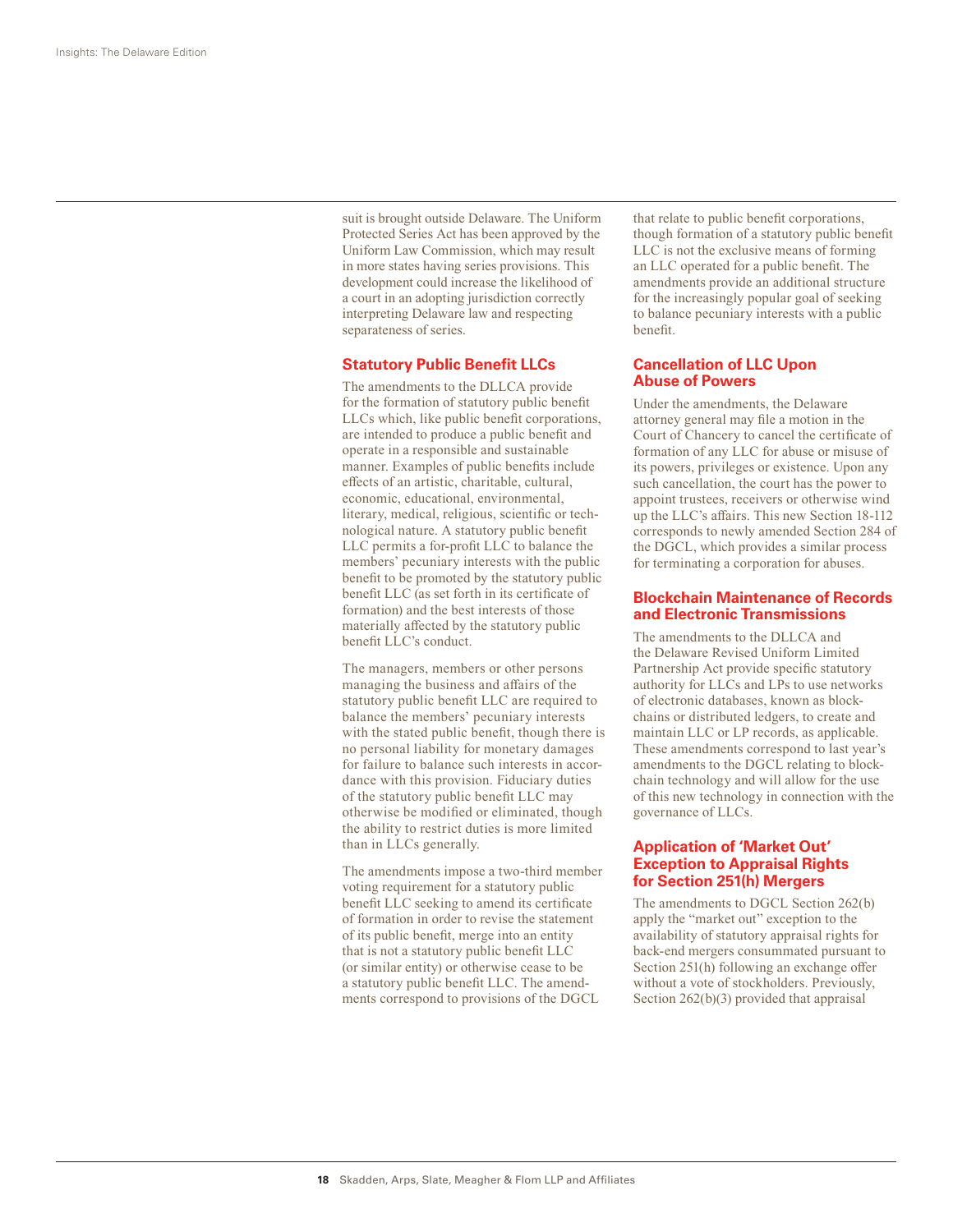suit is brought outside Delaware. The Uniform Protected Series Act has been approved by the Uniform Law Commission, which may result in more states having series provisions. This development could increase the likelihood of a court in an adopting jurisdiction correctly interpreting Delaware law and respecting separateness of series.

## Statutory Public Benefit LLCs

The amendments to the DLLCA provide for the formation of statutory public benefit LLCs which, like public benefit corporations, are intended to produce a public benefit and operate in a responsible and sustainable manner. Examples of public benefits include effects of an artistic, charitable, cultural, economic, educational, environmental, literary, medical, religious, scientific or technological nature. A statutory public benefit LLC permits a for-profit LLC to balance the members' pecuniary interests with the public benefit to be promoted by the statutory public benefit LLC (as set forth in its certificate of formation) and the best interests of those materially affected by the statutory public benefit LLC's conduct.

The managers, members or other persons managing the business and affairs of the statutory public benefit LLC are required to balance the members' pecuniary interests with the stated public benefit, though there is no personal liability for monetary damages for failure to balance such interests in accordance with this provision. Fiduciary duties of the statutory public benefit LLC may otherwise be modified or eliminated, though the ability to restrict duties is more limited than in LLCs generally.

The amendments impose a two-third member voting requirement for a statutory public benefit LLC seeking to amend its certificate of formation in order to revise the statement of its public benefit, merge into an entity that is not a statutory public benefit LLC (or similar entity) or otherwise cease to be a statutory public benefit LLC. The amendments correspond to provisions of the DGCL that relate to public benefit corporations, though formation of a statutory public benefit LLC is not the exclusive means of forming an LLC operated for a public benefit. The amendments provide an additional structure for the increasingly popular goal of seeking to balance pecuniary interests with a public benefit.

## Cancellation of LLC Upon Abuse of Powers

Under the amendments, the Delaware attorney general may file a motion in the Court of Chancery to cancel the certificate of formation of any LLC for abuse or misuse of its powers, privileges or existence. Upon any such cancellation, the court has the power to appoint trustees, receivers or otherwise wind up the LLC's affairs. This new Section 18-112 corresponds to newly amended Section 284 of the DGCL, which provides a similar process for terminating a corporation for abuses.

## Blockchain Maintenance of Records and Electronic Transmissions

The amendments to the DLLCA and the Delaware Revised Uniform Limited Partnership Act provide specific statutory authority for LLCs and LPs to use networks of electronic databases, known as blockchains or distributed ledgers, to create and maintain LLC or LP records, as applicable. These amendments correspond to last year's amendments to the DGCL relating to blockchain technology and will allow for the use of this new technology in connection with the governance of LLCs.

## Application of 'Market Out' Exception to Appraisal Rights for Section 251(h) Mergers

The amendments to DGCL Section 262(b) apply the "market out" exception to the availability of statutory appraisal rights for back-end mergers consummated pursuant to Section 251(h) following an exchange offer without a vote of stockholders. Previously, Section 262(b)(3) provided that appraisal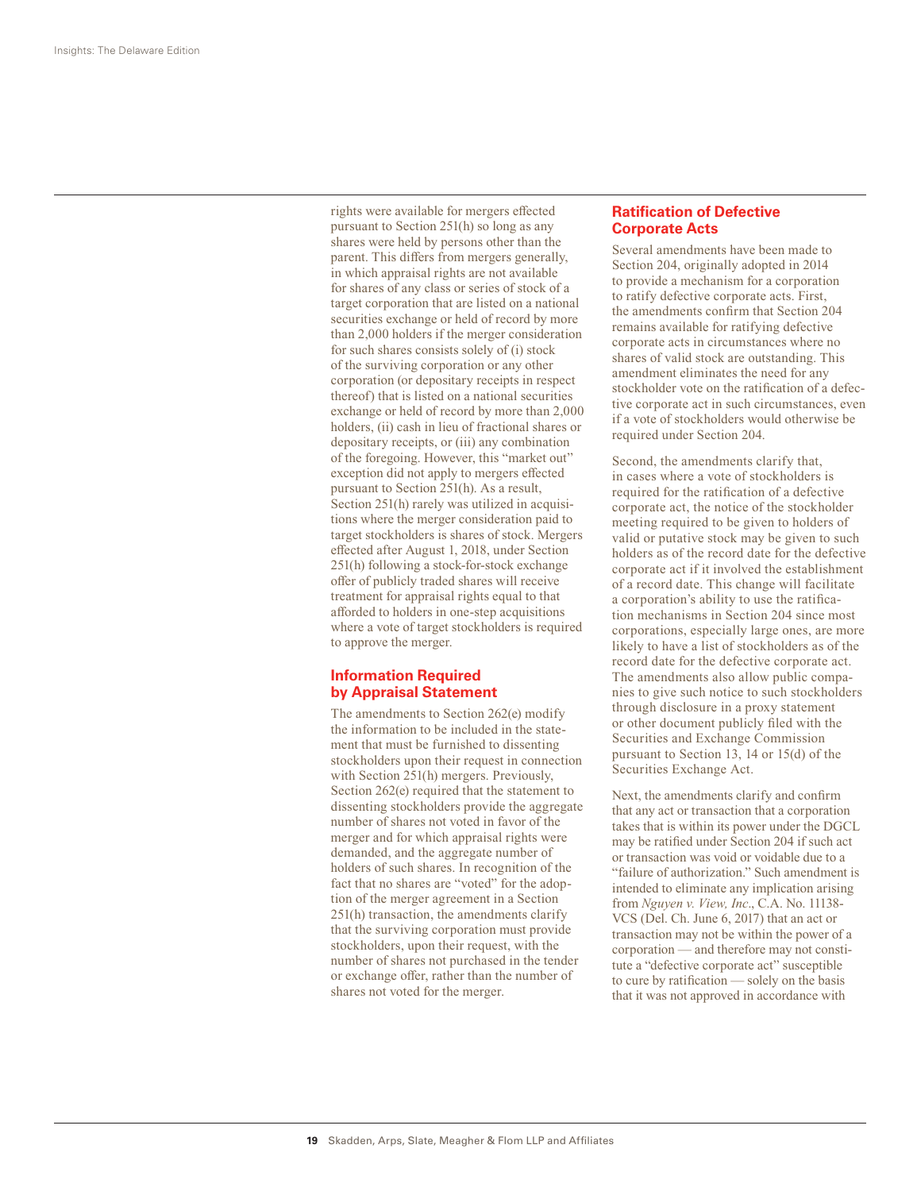rights were available for mergers effected pursuant to Section 251(h) so long as any shares were held by persons other than the parent. This differs from mergers generally, in which appraisal rights are not available for shares of any class or series of stock of a target corporation that are listed on a national securities exchange or held of record by more than 2,000 holders if the merger consideration for such shares consists solely of (i) stock of the surviving corporation or any other corporation (or depositary receipts in respect thereof) that is listed on a national securities exchange or held of record by more than 2,000 holders, (ii) cash in lieu of fractional shares or depositary receipts, or (iii) any combination of the foregoing. However, this "market out" exception did not apply to mergers effected pursuant to Section 251(h). As a result, Section 251(h) rarely was utilized in acquisitions where the merger consideration paid to target stockholders is shares of stock. Mergers effected after August 1, 2018, under Section 251(h) following a stock-for-stock exchange offer of publicly traded shares will receive treatment for appraisal rights equal to that afforded to holders in one-step acquisitions where a vote of target stockholders is required to approve the merger.

## Information Required by Appraisal Statement

The amendments to Section 262(e) modify the information to be included in the statement that must be furnished to dissenting stockholders upon their request in connection with Section 251(h) mergers. Previously, Section 262(e) required that the statement to dissenting stockholders provide the aggregate number of shares not voted in favor of the merger and for which appraisal rights were demanded, and the aggregate number of holders of such shares. In recognition of the fact that no shares are "voted" for the adoption of the merger agreement in a Section 251(h) transaction, the amendments clarify that the surviving corporation must provide stockholders, upon their request, with the number of shares not purchased in the tender or exchange offer, rather than the number of shares not voted for the merger.

## Ratification of Defective Corporate Acts

Several amendments have been made to Section 204, originally adopted in 2014 to provide a mechanism for a corporation to ratify defective corporate acts. First, the amendments confirm that Section 204 remains available for ratifying defective corporate acts in circumstances where no shares of valid stock are outstanding. This amendment eliminates the need for any stockholder vote on the ratification of a defective corporate act in such circumstances, even if a vote of stockholders would otherwise be required under Section 204.

Second, the amendments clarify that, in cases where a vote of stockholders is required for the ratification of a defective corporate act, the notice of the stockholder meeting required to be given to holders of valid or putative stock may be given to such holders as of the record date for the defective corporate act if it involved the establishment of a record date. This change will facilitate a corporation's ability to use the ratification mechanisms in Section 204 since most corporations, especially large ones, are more likely to have a list of stockholders as of the record date for the defective corporate act. The amendments also allow public companies to give such notice to such stockholders through disclosure in a proxy statement or other document publicly filed with the Securities and Exchange Commission pursuant to Section 13, 14 or 15(d) of the Securities Exchange Act.

Next, the amendments clarify and confirm that any act or transaction that a corporation takes that is within its power under the DGCL may be ratified under Section 204 if such act or transaction was void or voidable due to a "failure of authorization." Such amendment is intended to eliminate any implication arising from *Nguyen v. View, Inc*., C.A. No. 11138-VCS (Del. Ch. June 6, 2017) that an act or transaction may not be within the power of a corporation — and therefore may not constitute a "defective corporate act" susceptible to cure by ratification — solely on the basis that it was not approved in accordance with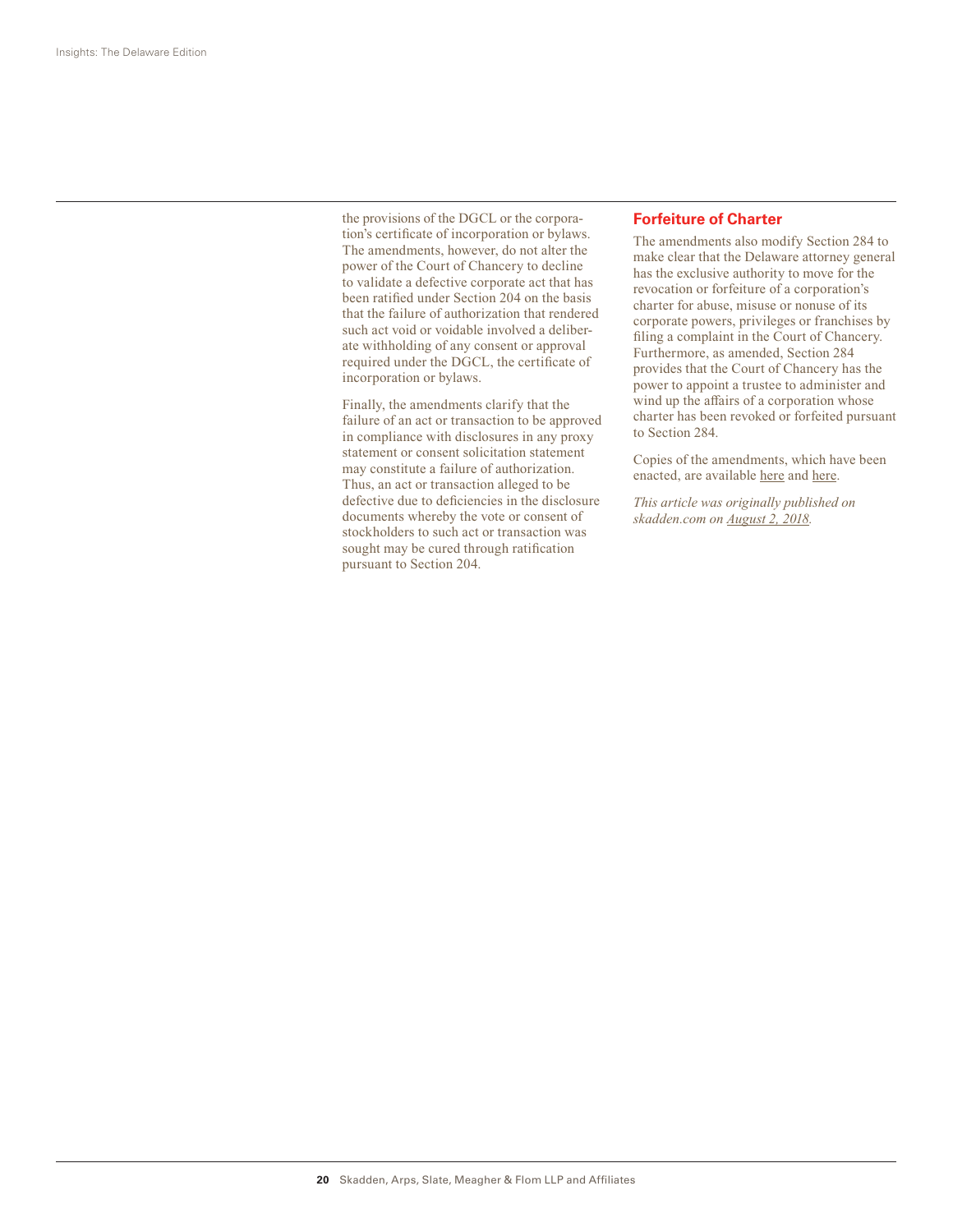the provisions of the DGCL or the corporation's certificate of incorporation or bylaws. The amendments, however, do not alter the power of the Court of Chancery to decline to validate a defective corporate act that has been ratified under Section 204 on the basis that the failure of authorization that rendered such act void or voidable involved a deliberate withholding of any consent or approval required under the DGCL, the certificate of incorporation or bylaws.

Finally, the amendments clarify that the failure of an act or transaction to be approved in compliance with disclosures in any proxy statement or consent solicitation statement may constitute a failure of authorization. Thus, an act or transaction alleged to be defective due to deficiencies in the disclosure documents whereby the vote or consent of stockholders to such act or transaction was sought may be cured through ratification pursuant to Section 204.

## Forfeiture of Charter

The amendments also modify Section 284 to make clear that the Delaware attorney general has the exclusive authority to move for the revocation or forfeiture of a corporation's charter for abuse, misuse or nonuse of its corporate powers, privileges or franchises by filing a complaint in the Court of Chancery. Furthermore, as amended, Section 284 provides that the Court of Chancery has the power to appoint a trustee to administer and wind up the affairs of a corporation whose charter has been revoked or forfeited pursuant to Section 284.

Copies of the amendments, which have been enacted, are available here and here.

*This article was originally published on skadden.com on August 2, 2018.*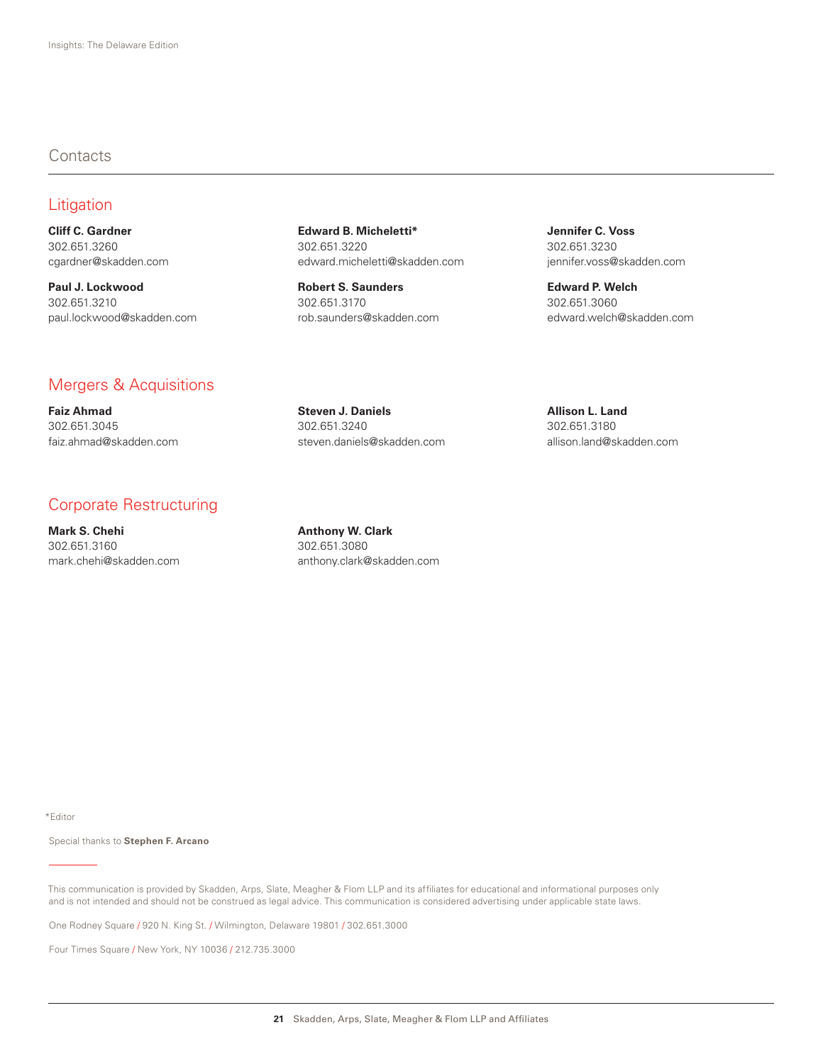## Contacts

### Litigation

**Cliff C. Gardner**
302.651.3260
cgardner@skadden.com

**Paul J. Lockwood**
302.651.3210
paul.lockwood@skadden.com

**Edward B. Micheletti***
302.651.3220
edward.micheletti@skadden.com

**Robert S. Saunders**
302.651.3170
rob.saunders@skadden.com

**Jennifer C. Voss**
302.651.3230
jennifer.voss@skadden.com

**Edward P. Welch**
302.651.3060
edward.welch@skadden.com

### Mergers & Acquisitions

**Faiz Ahmad**
302.651.3045
faiz.ahmad@skadden.com

**Steven J. Daniels**
302.651.3240
steven.daniels@skadden.com

**Allison L. Land**
302.651.3180
allison.land@skadden.com

### Corporate Restructuring

**Mark S. Chehi**
302.651.3160
mark.chehi@skadden.com

**Anthony W. Clark**
302.651.3080
anthony.clark@skadden.com

*Editor

Special thanks to **Stephen F. Arcano**

---

This communication is provided by Skadden, Arps, Slate, Meagher & Flom LLP and its affiliates for educational and informational purposes only and is not intended and should not be construed as legal advice. This communication is considered advertising under applicable state laws.

One Rodney Square / 920 N. King St. / Wilmington, Delaware 19801 / 302.651.3000

Four Times Square / New York, NY 10036 / 212.735.3000